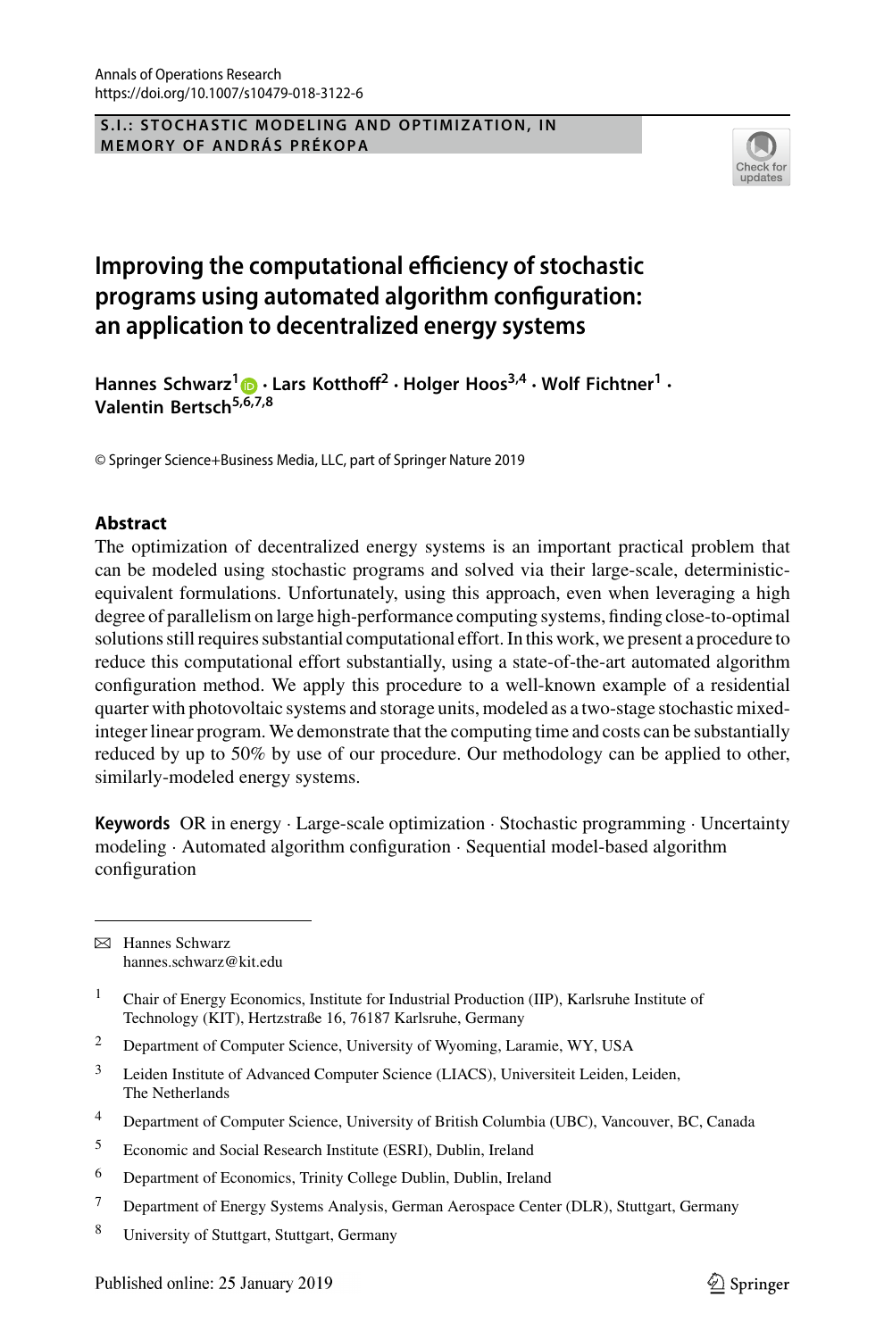S.I.: STOCHASTIC MODELING AND OPTIMIZATION, IN MEMORY OF ANDRÁS PRÉKOPA

# Improving the computational efficiency of stochastic programs using automated algorithm configuration: an application to decentralized energy systems

**Hannes Schwarz[1] · Lars Kotthoff[2] · Holger Hoos[3,4] · Wolf Fichtner[1] · Valentin Bertsch[5,6,7,8]**

© Springer Science+Business Media, LLC, part of Springer Nature 2019

## Abstract

The optimization of decentralized energy systems is an important practical problem that can be modeled using stochastic programs and solved via their large-scale, deterministic-equivalent formulations. Unfortunately, using this approach, even when leveraging a high degree of parallelism on large high-performance computing systems, finding close-to-optimal solutions still requires substantial computational effort. In this work, we present a procedure to reduce this computational effort substantially, using a state-of-the-art automated algorithm configuration method. We apply this procedure to a well-known example of a residential quarter with photovoltaic systems and storage units, modeled as a two-stage stochastic mixed-integer linear program. We demonstrate that the computing time and costs can be substantially reduced by up to 50% by use of our procedure. Our methodology can be applied to other, similarly-modeled energy systems.

**Keywords** OR in energy · Large-scale optimization · Stochastic programming · Uncertainty modeling · Automated algorithm configuration · Sequential model-based algorithm configuration

---

✉ Hannes Schwarz
hannes.schwarz@kit.edu

[1] Chair of Energy Economics, Institute for Industrial Production (IIP), Karlsruhe Institute of Technology (KIT), Hertzstraße 16, 76187 Karlsruhe, Germany

[2] Department of Computer Science, University of Wyoming, Laramie, WY, USA

[3] Leiden Institute of Advanced Computer Science (LIACS), Universiteit Leiden, Leiden, The Netherlands

[4] Department of Computer Science, University of British Columbia (UBC), Vancouver, BC, Canada

[5] Economic and Social Research Institute (ESRI), Dublin, Ireland

[6] Department of Economics, Trinity College Dublin, Dublin, Ireland

[7] Department of Energy Systems Analysis, German Aerospace Center (DLR), Stuttgart, Germany

[8] University of Stuttgart, Stuttgart, Germany

Published online: 25 January 2019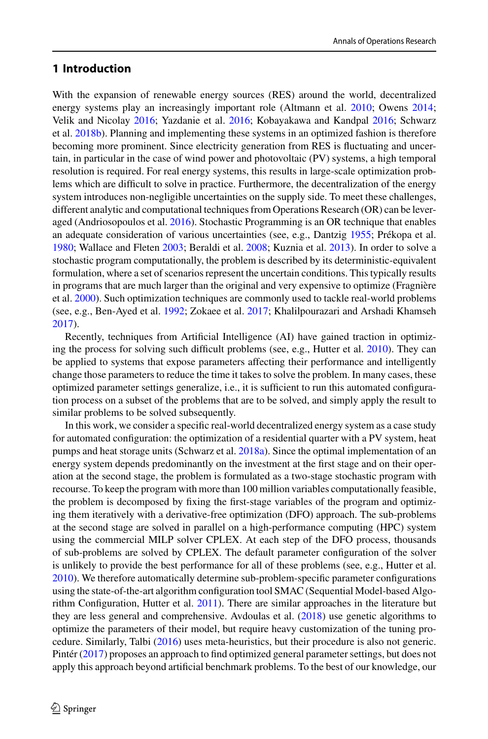## 1 Introduction

With the expansion of renewable energy sources (RES) around the world, decentralized energy systems play an increasingly important role (Altmann et al. 2010; Owens 2014; Velik and Nicolay 2016; Yazdanie et al. 2016; Kobayakawa and Kandpal 2016; Schwarz et al. 2018b). Planning and implementing these systems in an optimized fashion is therefore becoming more prominent. Since electricity generation from RES is fluctuating and uncertain, in particular in the case of wind power and photovoltaic (PV) systems, a high temporal resolution is required. For real energy systems, this results in large-scale optimization problems which are difficult to solve in practice. Furthermore, the decentralization of the energy system introduces non-negligible uncertainties on the supply side. To meet these challenges, different analytic and computational techniques from Operations Research (OR) can be leveraged (Andriosopoulos et al. 2016). Stochastic Programming is an OR technique that enables an adequate consideration of various uncertainties (see, e.g., Dantzig 1955; Prékopa et al. 1980; Wallace and Fleten 2003; Beraldi et al. 2008; Kuznia et al. 2013). In order to solve a stochastic program computationally, the problem is described by its deterministic-equivalent formulation, where a set of scenarios represent the uncertain conditions. This typically results in programs that are much larger than the original and very expensive to optimize (Fragnière et al. 2000). Such optimization techniques are commonly used to tackle real-world problems (see, e.g., Ben-Ayed et al. 1992; Zokaee et al. 2017; Khalilpourazari and Arshadi Khamseh 2017).

Recently, techniques from Artificial Intelligence (AI) have gained traction in optimizing the process for solving such difficult problems (see, e.g., Hutter et al. 2010). They can be applied to systems that expose parameters affecting their performance and intelligently change those parameters to reduce the time it takes to solve the problem. In many cases, these optimized parameter settings generalize, i.e., it is sufficient to run this automated configuration process on a subset of the problems that are to be solved, and simply apply the result to similar problems to be solved subsequently.

In this work, we consider a specific real-world decentralized energy system as a case study for automated configuration: the optimization of a residential quarter with a PV system, heat pumps and heat storage units (Schwarz et al. 2018a). Since the optimal implementation of an energy system depends predominantly on the investment at the first stage and on their operation at the second stage, the problem is formulated as a two-stage stochastic program with recourse. To keep the program with more than 100 million variables computationally feasible, the problem is decomposed by fixing the first-stage variables of the program and optimizing them iteratively with a derivative-free optimization (DFO) approach. The sub-problems at the second stage are solved in parallel on a high-performance computing (HPC) system using the commercial MILP solver CPLEX. At each step of the DFO process, thousands of sub-problems are solved by CPLEX. The default parameter configuration of the solver is unlikely to provide the best performance for all of these problems (see, e.g., Hutter et al. 2010). We therefore automatically determine sub-problem-specific parameter configurations using the state-of-the-art algorithm configuration tool SMAC (Sequential Model-based Algorithm Configuration, Hutter et al. 2011). There are similar approaches in the literature but they are less general and comprehensive. Avdoulas et al. (2018) use genetic algorithms to optimize the parameters of their model, but require heavy customization of the tuning procedure. Similarly, Talbi (2016) uses meta-heuristics, but their procedure is also not generic. Pintér (2017) proposes an approach to find optimized general parameter settings, but does not apply this approach beyond artificial benchmark problems. To the best of our knowledge, our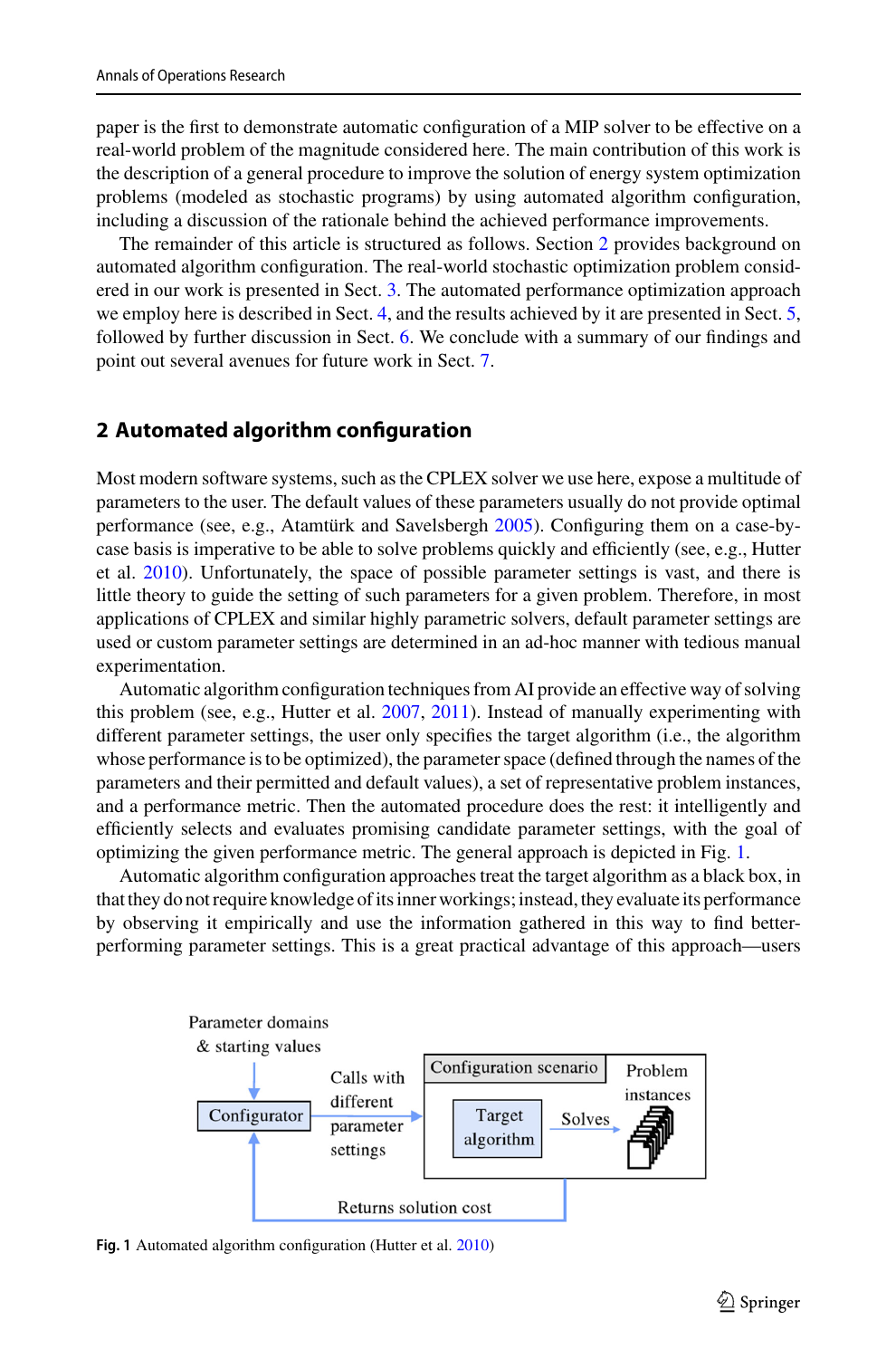paper is the first to demonstrate automatic configuration of a MIP solver to be effective on a real-world problem of the magnitude considered here. The main contribution of this work is the description of a general procedure to improve the solution of energy system optimization problems (modeled as stochastic programs) by using automated algorithm configuration, including a discussion of the rationale behind the achieved performance improvements.

The remainder of this article is structured as follows. Section 2 provides background on automated algorithm configuration. The real-world stochastic optimization problem considered in our work is presented in Sect. 3. The automated performance optimization approach we employ here is described in Sect. 4, and the results achieved by it are presented in Sect. 5, followed by further discussion in Sect. 6. We conclude with a summary of our findings and point out several avenues for future work in Sect. 7.

## 2 Automated algorithm configuration

Most modern software systems, such as the CPLEX solver we use here, expose a multitude of parameters to the user. The default values of these parameters usually do not provide optimal performance (see, e.g., Atamtürk and Savelsbergh 2005). Configuring them on a case-by-case basis is imperative to be able to solve problems quickly and efficiently (see, e.g., Hutter et al. 2010). Unfortunately, the space of possible parameter settings is vast, and there is little theory to guide the setting of such parameters for a given problem. Therefore, in most applications of CPLEX and similar highly parametric solvers, default parameter settings are used or custom parameter settings are determined in an ad-hoc manner with tedious manual experimentation.

Automatic algorithm configuration techniques from AI provide an effective way of solving this problem (see, e.g., Hutter et al. 2007, 2011). Instead of manually experimenting with different parameter settings, the user only specifies the target algorithm (i.e., the algorithm whose performance is to be optimized), the parameter space (defined through the names of the parameters and their permitted and default values), a set of representative problem instances, and a performance metric. Then the automated procedure does the rest: it intelligently and efficiently selects and evaluates promising candidate parameter settings, with the goal of optimizing the given performance metric. The general approach is depicted in Fig. 1.

Automatic algorithm configuration approaches treat the target algorithm as a black box, in that they do not require knowledge of its inner workings; instead, they evaluate its performance by observing it empirically and use the information gathered in this way to find better-performing parameter settings. This is a great practical advantage of this approach—users

Parameter domains & starting values

Configurator

Calls with different parameter settings

Configuration scenario

Target algorithm

Solves

Problem instances

Returns solution cost

**Fig. 1** Automated algorithm configuration (Hutter et al. 2010)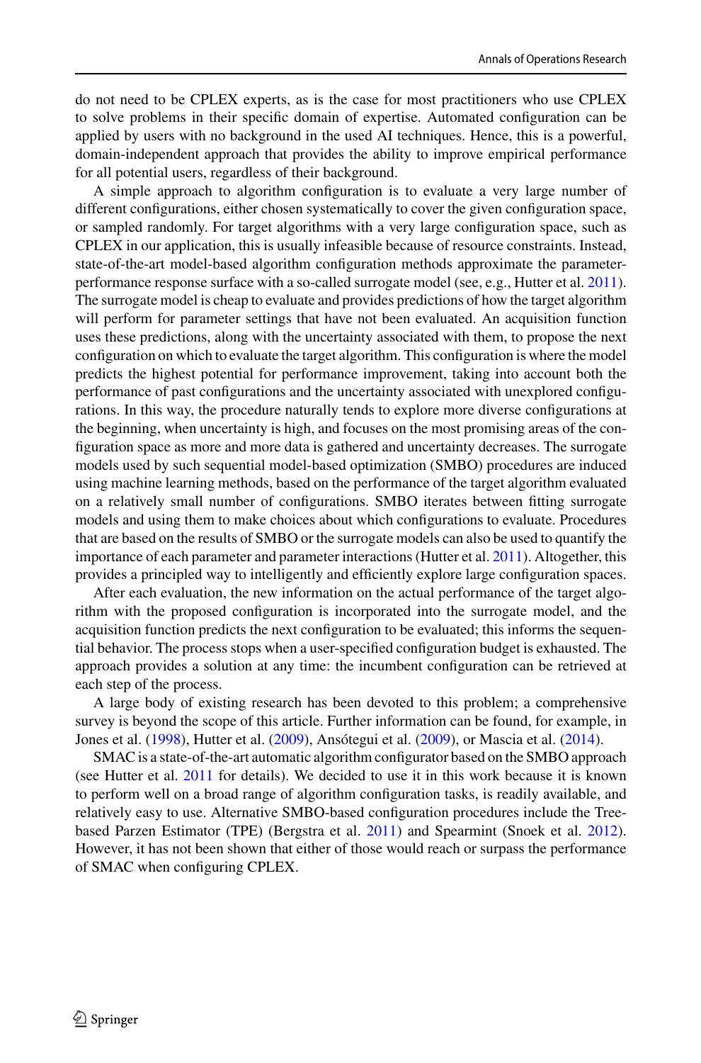do not need to be CPLEX experts, as is the case for most practitioners who use CPLEX to solve problems in their specific domain of expertise. Automated configuration can be applied by users with no background in the used AI techniques. Hence, this is a powerful, domain-independent approach that provides the ability to improve empirical performance for all potential users, regardless of their background.

A simple approach to algorithm configuration is to evaluate a very large number of different configurations, either chosen systematically to cover the given configuration space, or sampled randomly. For target algorithms with a very large configuration space, such as CPLEX in our application, this is usually infeasible because of resource constraints. Instead, state-of-the-art model-based algorithm configuration methods approximate the parameter-performance response surface with a so-called surrogate model (see, e.g., Hutter et al. 2011). The surrogate model is cheap to evaluate and provides predictions of how the target algorithm will perform for parameter settings that have not been evaluated. An acquisition function uses these predictions, along with the uncertainty associated with them, to propose the next configuration on which to evaluate the target algorithm. This configuration is where the model predicts the highest potential for performance improvement, taking into account both the performance of past configurations and the uncertainty associated with unexplored configurations. In this way, the procedure naturally tends to explore more diverse configurations at the beginning, when uncertainty is high, and focuses on the most promising areas of the configuration space as more and more data is gathered and uncertainty decreases. The surrogate models used by such sequential model-based optimization (SMBO) procedures are induced using machine learning methods, based on the performance of the target algorithm evaluated on a relatively small number of configurations. SMBO iterates between fitting surrogate models and using them to make choices about which configurations to evaluate. Procedures that are based on the results of SMBO or the surrogate models can also be used to quantify the importance of each parameter and parameter interactions (Hutter et al. 2011). Altogether, this provides a principled way to intelligently and efficiently explore large configuration spaces.

After each evaluation, the new information on the actual performance of the target algorithm with the proposed configuration is incorporated into the surrogate model, and the acquisition function predicts the next configuration to be evaluated; this informs the sequential behavior. The process stops when a user-specified configuration budget is exhausted. The approach provides a solution at any time: the incumbent configuration can be retrieved at each step of the process.

A large body of existing research has been devoted to this problem; a comprehensive survey is beyond the scope of this article. Further information can be found, for example, in Jones et al. (1998), Hutter et al. (2009), Ansótegui et al. (2009), or Mascia et al. (2014).

SMAC is a state-of-the-art automatic algorithm configurator based on the SMBO approach (see Hutter et al. 2011 for details). We decided to use it in this work because it is known to perform well on a broad range of algorithm configuration tasks, is readily available, and relatively easy to use. Alternative SMBO-based configuration procedures include the Tree-based Parzen Estimator (TPE) (Bergstra et al. 2011) and Spearmint (Snoek et al. 2012). However, it has not been shown that either of those would reach or surpass the performance of SMAC when configuring CPLEX.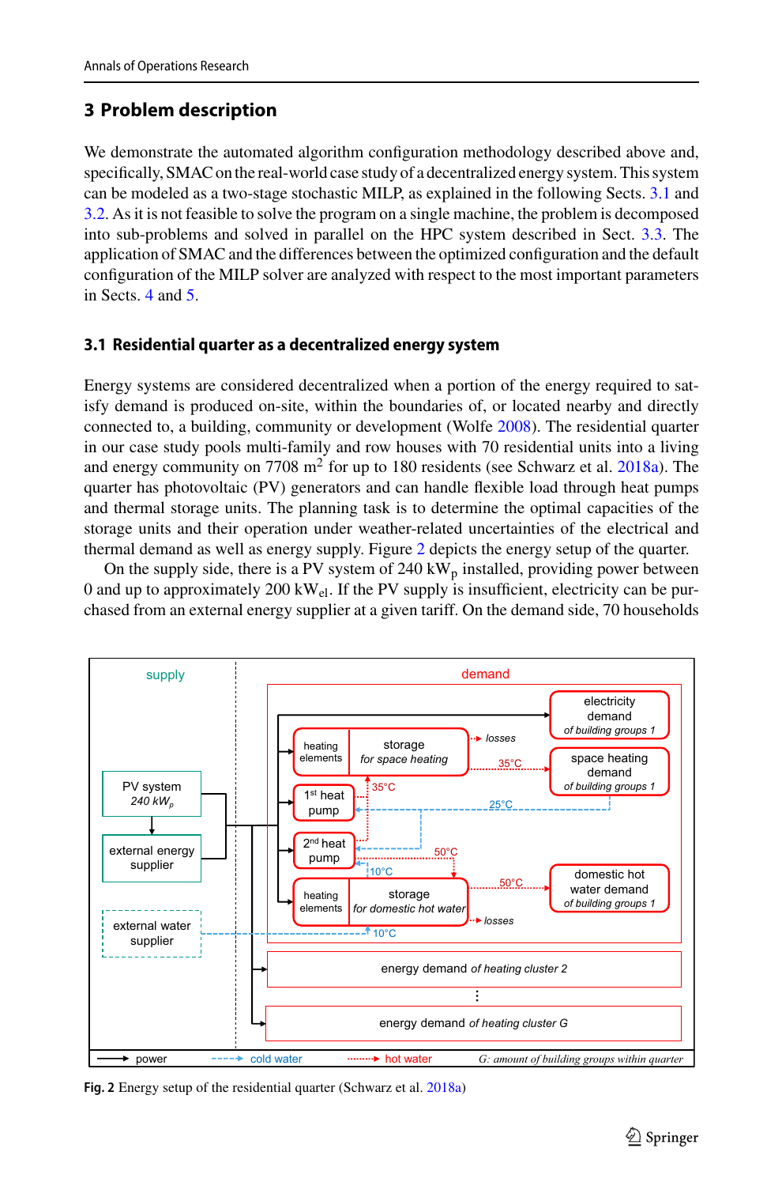## 3 Problem description

We demonstrate the automated algorithm configuration methodology described above and, specifically, SMAC on the real-world case study of a decentralized energy system. This system can be modeled as a two-stage stochastic MILP, as explained in the following Sects. 3.1 and 3.2. As it is not feasible to solve the program on a single machine, the problem is decomposed into sub-problems and solved in parallel on the HPC system described in Sect. 3.3. The application of SMAC and the differences between the optimized configuration and the default configuration of the MILP solver are analyzed with respect to the most important parameters in Sects. 4 and 5.

### 3.1 Residential quarter as a decentralized energy system

Energy systems are considered decentralized when a portion of the energy required to satisfy demand is produced on-site, within the boundaries of, or located nearby and directly connected to, a building, community or development (Wolfe 2008). The residential quarter in our case study pools multi-family and row houses with 70 residential units into a living and energy community on 7708 m$^2$ for up to 180 residents (see Schwarz et al. 2018a). The quarter has photovoltaic (PV) generators and can handle flexible load through heat pumps and thermal storage units. The planning task is to determine the optimal capacities of the storage units and their operation under weather-related uncertainties of the electrical and thermal demand as well as energy supply. Figure 2 depicts the energy setup of the quarter.

On the supply side, there is a PV system of 240 kW$_\mathrm{p}$ installed, providing power between 0 and up to approximately 200 kW$_\mathrm{el}$. If the PV supply is insufficient, electricity can be purchased from an external energy supplier at a given tariff. On the demand side, 70 households

**Fig. 2** Energy setup of the residential quarter (Schwarz et al. 2018a)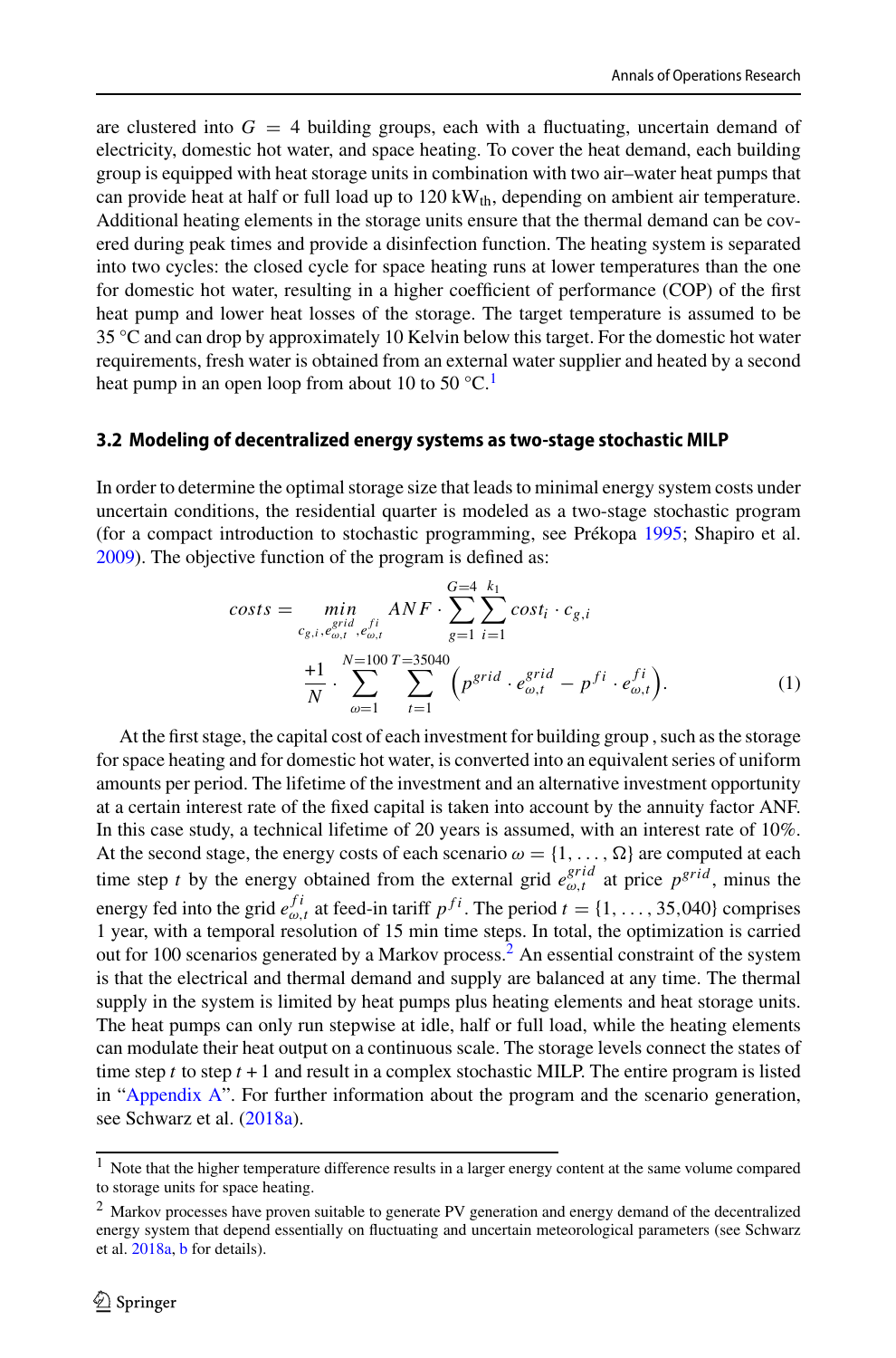are clustered into $G = 4$ building groups, each with a fluctuating, uncertain demand of electricity, domestic hot water, and space heating. To cover the heat demand, each building group is equipped with heat storage units in combination with two air–water heat pumps that can provide heat at half or full load up to 120 $kW_{th}$, depending on ambient air temperature. Additional heating elements in the storage units ensure that the thermal demand can be covered during peak times and provide a disinfection function. The heating system is separated into two cycles: the closed cycle for space heating runs at lower temperatures than the one for domestic hot water, resulting in a higher coefficient of performance (COP) of the first heat pump and lower heat losses of the storage. The target temperature is assumed to be 35 °C and can drop by approximately 10 Kelvin below this target. For the domestic hot water requirements, fresh water is obtained from an external water supplier and heated by a second heat pump in an open loop from about 10 to 50 °C.[1]

### 3.2 Modeling of decentralized energy systems as two-stage stochastic MILP

In order to determine the optimal storage size that leads to minimal energy system costs under uncertain conditions, the residential quarter is modeled as a two-stage stochastic program (for a compact introduction to stochastic programming, see Prékopa 1995; Shapiro et al. 2009). The objective function of the program is defined as:

$$costs = \min_{c_{g,i}, e^{grid}_{\omega,t}, e^{fi}_{\omega,t}} ANF \cdot \sum_{g=1}^{G=4} \sum_{i=1}^{k_1} cost_i \cdot c_{g,i} + \frac{1}{N} \cdot \sum_{\omega=1}^{N=100} \sum_{t=1}^{T=35040} \left( p^{grid} \cdot e^{grid}_{\omega,t} - p^{fi} \cdot e^{fi}_{\omega,t} \right). \tag{1}$$

At the first stage, the capital cost of each investment for building group , such as the storage for space heating and for domestic hot water, is converted into an equivalent series of uniform amounts per period. The lifetime of the investment and an alternative investment opportunity at a certain interest rate of the fixed capital is taken into account by the annuity factor ANF. In this case study, a technical lifetime of 20 years is assumed, with an interest rate of 10%. At the second stage, the energy costs of each scenario $\omega = \{1, \ldots, \Omega\}$ are computed at each time step $t$ by the energy obtained from the external grid $e^{grid}_{\omega,t}$ at price $p^{grid}$, minus the energy fed into the grid $e^{fi}_{\omega,t}$ at feed-in tariff $p^{fi}$. The period $t = \{1, \ldots, 35{,}040\}$ comprises 1 year, with a temporal resolution of 15 min time steps. In total, the optimization is carried out for 100 scenarios generated by a Markov process.[2] An essential constraint of the system is that the electrical and thermal demand and supply are balanced at any time. The thermal supply in the system is limited by heat pumps plus heating elements and heat storage units. The heat pumps can only run stepwise at idle, half or full load, while the heating elements can modulate their heat output on a continuous scale. The storage levels connect the states of time step $t$ to step $t + 1$ and result in a complex stochastic MILP. The entire program is listed in "Appendix A". For further information about the program and the scenario generation, see Schwarz et al. (2018a).

[1] Note that the higher temperature difference results in a larger energy content at the same volume compared to storage units for space heating.

[2] Markov processes have proven suitable to generate PV generation and energy demand of the decentralized energy system that depend essentially on fluctuating and uncertain meteorological parameters (see Schwarz et al. 2018a, b for details).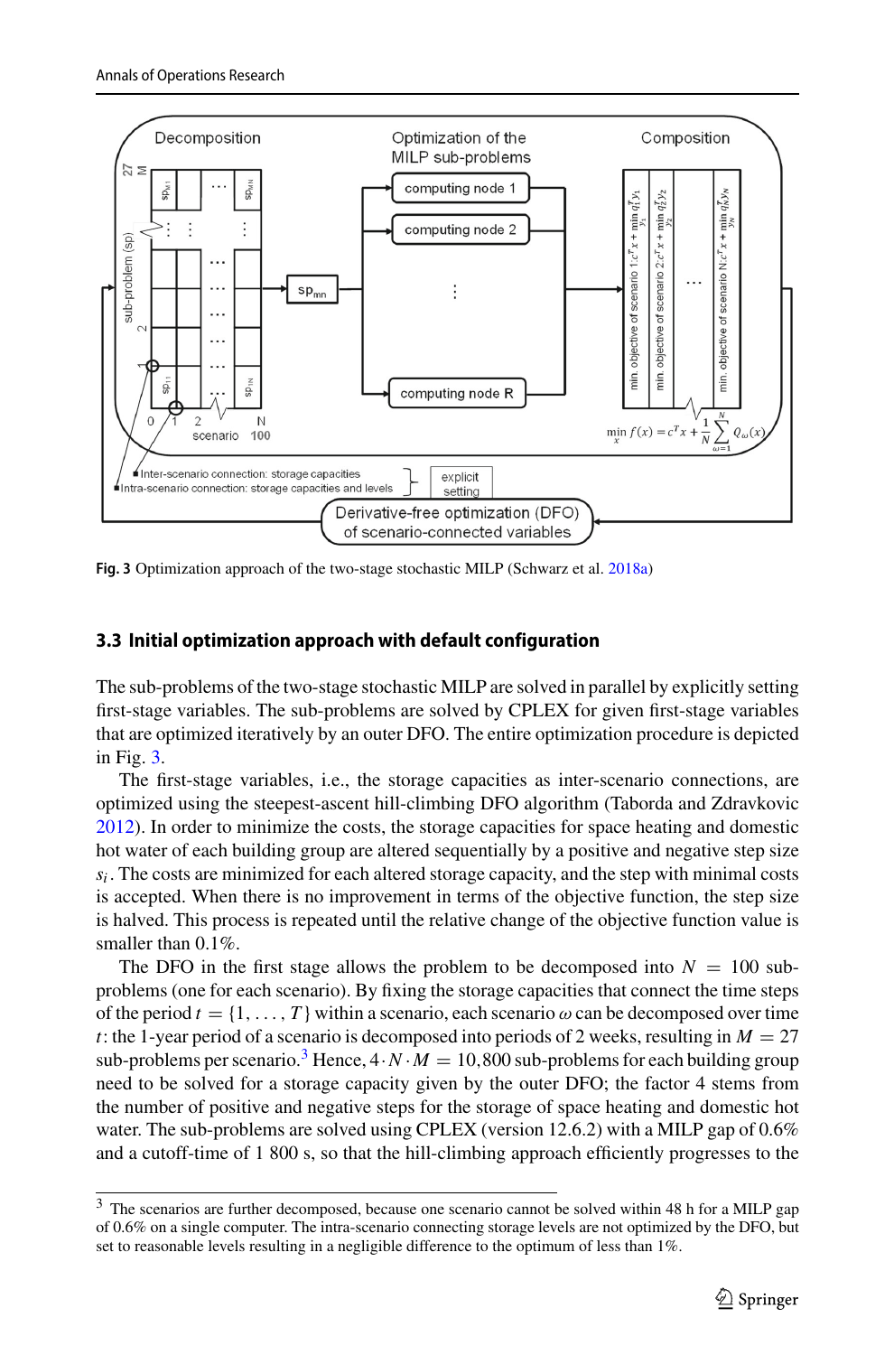**Fig. 3** Optimization approach of the two-stage stochastic MILP (Schwarz et al. 2018a)

### 3.3 Initial optimization approach with default configuration

The sub-problems of the two-stage stochastic MILP are solved in parallel by explicitly setting first-stage variables. The sub-problems are solved by CPLEX for given first-stage variables that are optimized iteratively by an outer DFO. The entire optimization procedure is depicted in Fig. 3.

The first-stage variables, i.e., the storage capacities as inter-scenario connections, are optimized using the steepest-ascent hill-climbing DFO algorithm (Taborda and Zdravkovic 2012). In order to minimize the costs, the storage capacities for space heating and domestic hot water of each building group are altered sequentially by a positive and negative step size $s_i$. The costs are minimized for each altered storage capacity, and the step with minimal costs is accepted. When there is no improvement in terms of the objective function, the step size is halved. This process is repeated until the relative change of the objective function value is smaller than 0.1%.

The DFO in the first stage allows the problem to be decomposed into $N = 100$ sub-problems (one for each scenario). By fixing the storage capacities that connect the time steps of the period $t = \{1, \ldots, T\}$ within a scenario, each scenario $\omega$ can be decomposed over time $t$: the 1-year period of a scenario is decomposed into periods of 2 weeks, resulting in $M = 27$ sub-problems per scenario.[3] Hence, $4 \cdot N \cdot M = 10{,}800$ sub-problems for each building group need to be solved for a storage capacity given by the outer DFO; the factor 4 stems from the number of positive and negative steps for the storage of space heating and domestic hot water. The sub-problems are solved using CPLEX (version 12.6.2) with a MILP gap of 0.6% and a cutoff-time of 1 800 s, so that the hill-climbing approach efficiently progresses to the

[3] The scenarios are further decomposed, because one scenario cannot be solved within 48 h for a MILP gap of 0.6% on a single computer. The intra-scenario connecting storage levels are not optimized by the DFO, but set to reasonable levels resulting in a negligible difference to the optimum of less than 1%.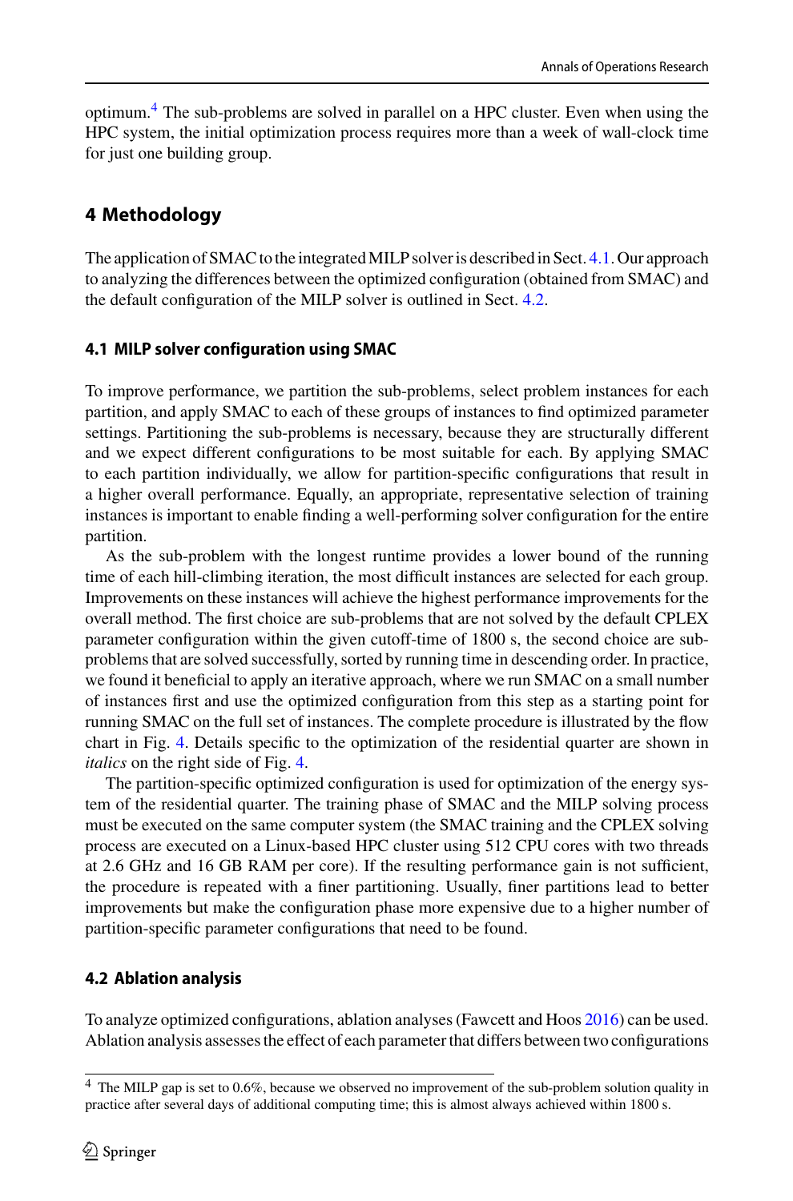optimum.[4] The sub-problems are solved in parallel on a HPC cluster. Even when using the HPC system, the initial optimization process requires more than a week of wall-clock time for just one building group.

## 4 Methodology

The application of SMAC to the integrated MILP solver is described in Sect. 4.1. Our approach to analyzing the differences between the optimized configuration (obtained from SMAC) and the default configuration of the MILP solver is outlined in Sect. 4.2.

### 4.1 MILP solver configuration using SMAC

To improve performance, we partition the sub-problems, select problem instances for each partition, and apply SMAC to each of these groups of instances to find optimized parameter settings. Partitioning the sub-problems is necessary, because they are structurally different and we expect different configurations to be most suitable for each. By applying SMAC to each partition individually, we allow for partition-specific configurations that result in a higher overall performance. Equally, an appropriate, representative selection of training instances is important to enable finding a well-performing solver configuration for the entire partition.

As the sub-problem with the longest runtime provides a lower bound of the running time of each hill-climbing iteration, the most difficult instances are selected for each group. Improvements on these instances will achieve the highest performance improvements for the overall method. The first choice are sub-problems that are not solved by the default CPLEX parameter configuration within the given cutoff-time of 1800 s, the second choice are sub-problems that are solved successfully, sorted by running time in descending order. In practice, we found it beneficial to apply an iterative approach, where we run SMAC on a small number of instances first and use the optimized configuration from this step as a starting point for running SMAC on the full set of instances. The complete procedure is illustrated by the flow chart in Fig. 4. Details specific to the optimization of the residential quarter are shown in *italics* on the right side of Fig. 4.

The partition-specific optimized configuration is used for optimization of the energy system of the residential quarter. The training phase of SMAC and the MILP solving process must be executed on the same computer system (the SMAC training and the CPLEX solving process are executed on a Linux-based HPC cluster using 512 CPU cores with two threads at 2.6 GHz and 16 GB RAM per core). If the resulting performance gain is not sufficient, the procedure is repeated with a finer partitioning. Usually, finer partitions lead to better improvements but make the configuration phase more expensive due to a higher number of partition-specific parameter configurations that need to be found.

### 4.2 Ablation analysis

To analyze optimized configurations, ablation analyses (Fawcett and Hoos 2016) can be used. Ablation analysis assesses the effect of each parameter that differs between two configurations

[4] The MILP gap is set to 0.6%, because we observed no improvement of the sub-problem solution quality in practice after several days of additional computing time; this is almost always achieved within 1800 s.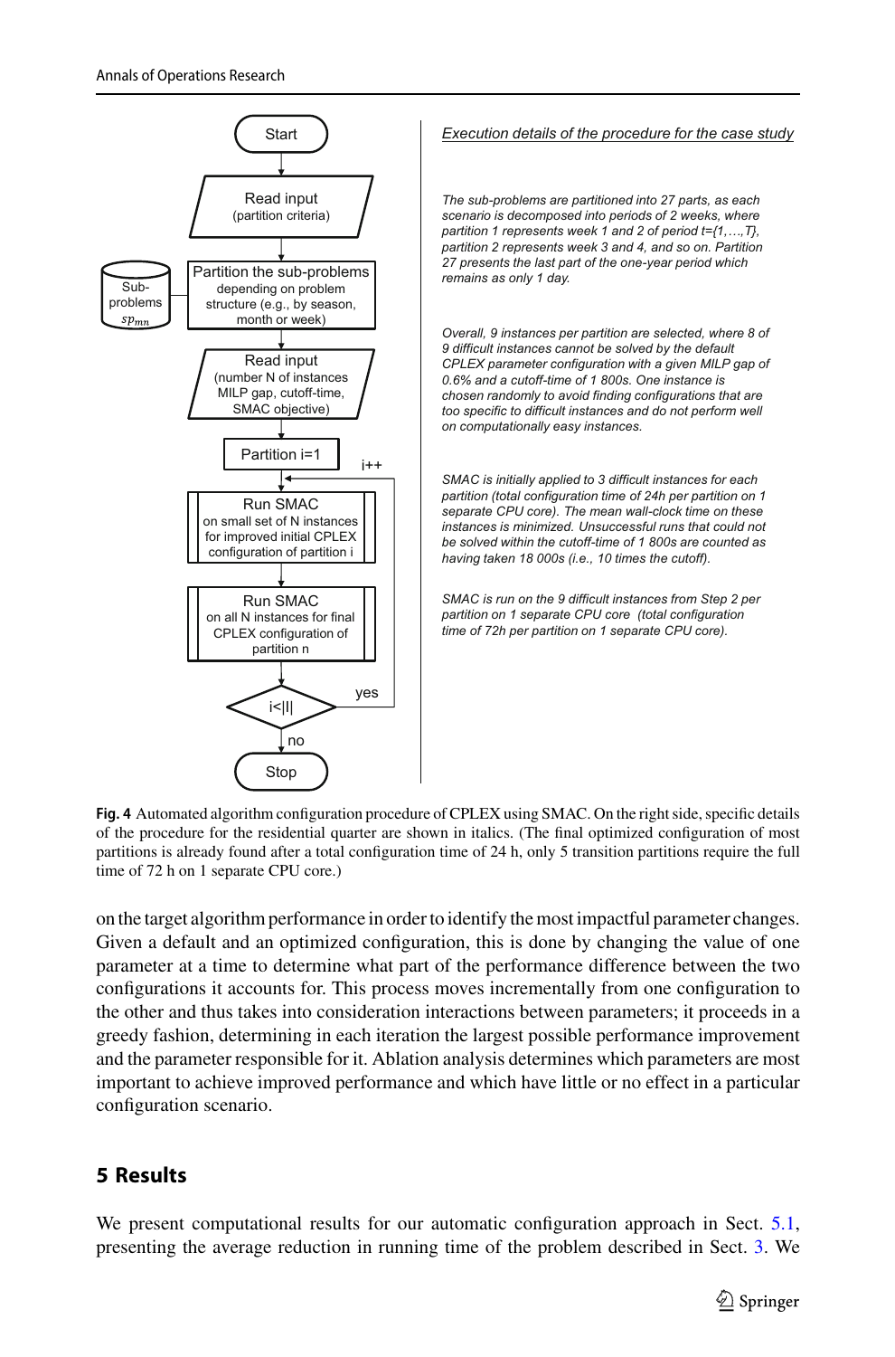Start

Read input
(partition criteria)

Partition the sub-problems depending on problem structure (e.g., by season, month or week)

Sub-problems $sp_{mn}$

Read input
(number N of instances MILP gap, cutoff-time, SMAC objective)

Partition i=1

i++

Run SMAC
on small set of N instances for improved initial CPLEX configuration of partition i

Run SMAC
on all N instances for final CPLEX configuration of partition n

i<|I|

yes

no

Stop

*Execution details of the procedure for the case study*

*The sub-problems are partitioned into 27 parts, as each scenario is decomposed into periods of 2 weeks, where partition 1 represents week 1 and 2 of period t={1,…,T}, partition 2 represents week 3 and 4, and so on. Partition 27 presents the last part of the one-year period which remains as only 1 day.*

*Overall, 9 instances per partition are selected, where 8 of 9 difficult instances cannot be solved by the default CPLEX parameter configuration with a given MILP gap of 0.6% and a cutoff-time of 1 800s. One instance is chosen randomly to avoid finding configurations that are too specific to difficult instances and do not perform well on computationally easy instances.*

*SMAC is initially applied to 3 difficult instances for each partition (total configuration time of 24h per partition on 1 separate CPU core). The mean wall-clock time on these instances is minimized. Unsuccessful runs that could not be solved within the cutoff-time of 1 800s are counted as having taken 18 000s (i.e., 10 times the cutoff).*

*SMAC is run on the 9 difficult instances from Step 2 per partition on 1 separate CPU core (total configuration time of 72h per partition on 1 separate CPU core).*

**Fig. 4** Automated algorithm configuration procedure of CPLEX using SMAC. On the right side, specific details of the procedure for the residential quarter are shown in italics. (The final optimized configuration of most partitions is already found after a total configuration time of 24 h, only 5 transition partitions require the full time of 72 h on 1 separate CPU core.)

on the target algorithm performance in order to identify the most impactful parameter changes. Given a default and an optimized configuration, this is done by changing the value of one parameter at a time to determine what part of the performance difference between the two configurations it accounts for. This process moves incrementally from one configuration to the other and thus takes into consideration interactions between parameters; it proceeds in a greedy fashion, determining in each iteration the largest possible performance improvement and the parameter responsible for it. Ablation analysis determines which parameters are most important to achieve improved performance and which have little or no effect in a particular configuration scenario.

## 5 Results

We present computational results for our automatic configuration approach in Sect. 5.1, presenting the average reduction in running time of the problem described in Sect. 3. We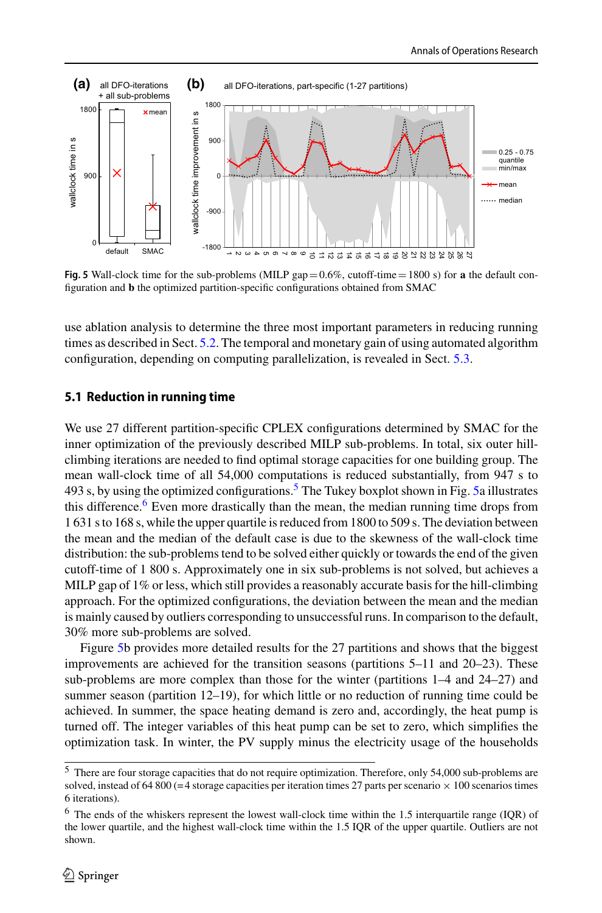Fig. 5 Wall-clock time for the sub-problems (MILP gap = 0.6%, cutoff-time = 1800 s) for **a** the default configuration and **b** the optimized partition-specific configurations obtained from SMAC

use ablation analysis to determine the three most important parameters in reducing running times as described in Sect. 5.2. The temporal and monetary gain of using automated algorithm configuration, depending on computing parallelization, is revealed in Sect. 5.3.

### 5.1 Reduction in running time

We use 27 different partition-specific CPLEX configurations determined by SMAC for the inner optimization of the previously described MILP sub-problems. In total, six outer hill-climbing iterations are needed to find optimal storage capacities for one building group. The mean wall-clock time of all 54,000 computations is reduced substantially, from 947 s to 493 s, by using the optimized configurations.[5] The Tukey boxplot shown in Fig. 5a illustrates this difference.[6] Even more drastically than the mean, the median running time drops from 1 631 s to 168 s, while the upper quartile is reduced from 1800 to 509 s. The deviation between the mean and the median of the default case is due to the skewness of the wall-clock time distribution: the sub-problems tend to be solved either quickly or towards the end of the given cutoff-time of 1 800 s. Approximately one in six sub-problems is not solved, but achieves a MILP gap of 1% or less, which still provides a reasonably accurate basis for the hill-climbing approach. For the optimized configurations, the deviation between the mean and the median is mainly caused by outliers corresponding to unsuccessful runs. In comparison to the default, 30% more sub-problems are solved.

Figure 5b provides more detailed results for the 27 partitions and shows that the biggest improvements are achieved for the transition seasons (partitions 5–11 and 20–23). These sub-problems are more complex than those for the winter (partitions 1–4 and 24–27) and summer season (partition 12–19), for which little or no reduction of running time could be achieved. In summer, the space heating demand is zero and, accordingly, the heat pump is turned off. The integer variables of this heat pump can be set to zero, which simplifies the optimization task. In winter, the PV supply minus the electricity usage of the households

[5] There are four storage capacities that do not require optimization. Therefore, only 54,000 sub-problems are solved, instead of 64 800 (= 4 storage capacities per iteration times 27 parts per scenario × 100 scenarios times 6 iterations).

[6] The ends of the whiskers represent the lowest wall-clock time within the 1.5 interquartile range (IQR) of the lower quartile, and the highest wall-clock time within the 1.5 IQR of the upper quartile. Outliers are not shown.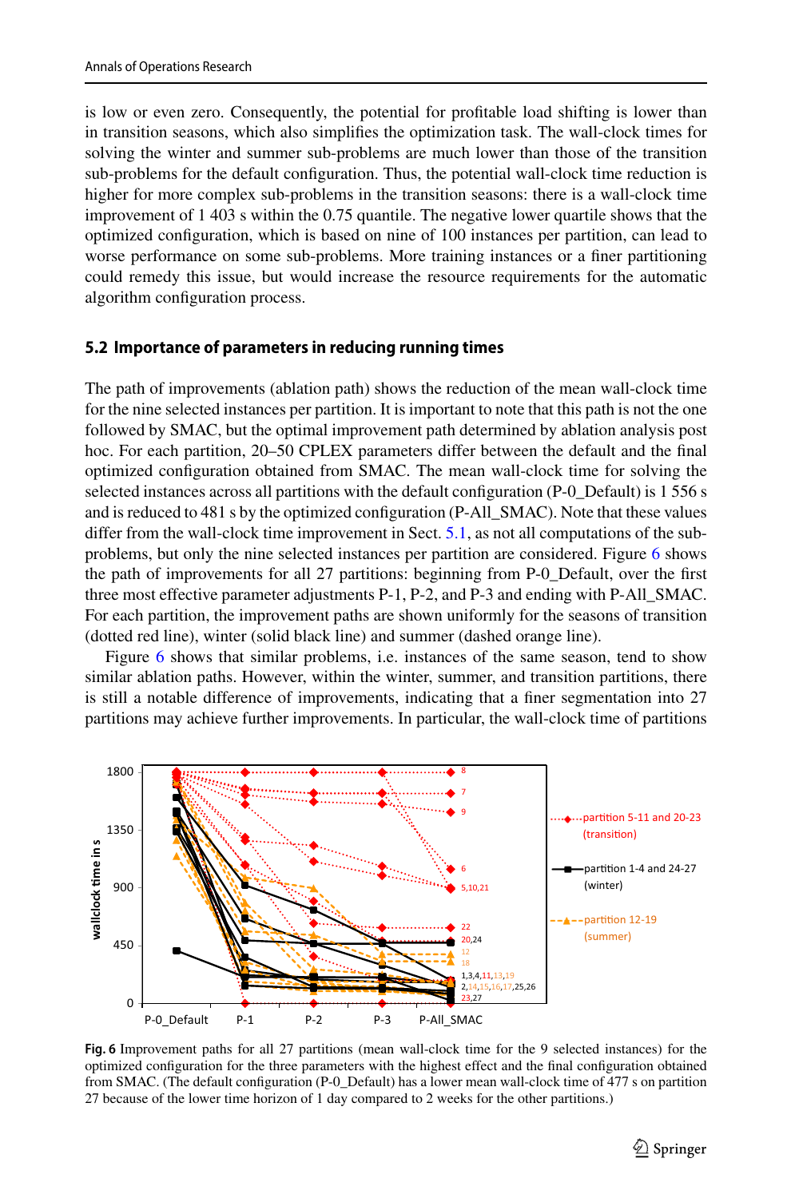is low or even zero. Consequently, the potential for profitable load shifting is lower than in transition seasons, which also simplifies the optimization task. The wall-clock times for solving the winter and summer sub-problems are much lower than those of the transition sub-problems for the default configuration. Thus, the potential wall-clock time reduction is higher for more complex sub-problems in the transition seasons: there is a wall-clock time improvement of 1 403 s within the 0.75 quantile. The negative lower quartile shows that the optimized configuration, which is based on nine of 100 instances per partition, can lead to worse performance on some sub-problems. More training instances or a finer partitioning could remedy this issue, but would increase the resource requirements for the automatic algorithm configuration process.

## 5.2 Importance of parameters in reducing running times

The path of improvements (ablation path) shows the reduction of the mean wall-clock time for the nine selected instances per partition. It is important to note that this path is not the one followed by SMAC, but the optimal improvement path determined by ablation analysis post hoc. For each partition, 20–50 CPLEX parameters differ between the default and the final optimized configuration obtained from SMAC. The mean wall-clock time for solving the selected instances across all partitions with the default configuration (P-0_Default) is 1 556 s and is reduced to 481 s by the optimized configuration (P-All_SMAC). Note that these values differ from the wall-clock time improvement in Sect. 5.1, as not all computations of the sub-problems, but only the nine selected instances per partition are considered. Figure 6 shows the path of improvements for all 27 partitions: beginning from P-0_Default, over the first three most effective parameter adjustments P-1, P-2, and P-3 and ending with P-All_SMAC. For each partition, the improvement paths are shown uniformly for the seasons of transition (dotted red line), winter (solid black line) and summer (dashed orange line).

Figure 6 shows that similar problems, i.e. instances of the same season, tend to show similar ablation paths. However, within the winter, summer, and transition partitions, there is still a notable difference of improvements, indicating that a finer segmentation into 27 partitions may achieve further improvements. In particular, the wall-clock time of partitions

**Fig. 6** Improvement paths for all 27 partitions (mean wall-clock time for the 9 selected instances) for the optimized configuration for the three parameters with the highest effect and the final configuration obtained from SMAC. (The default configuration (P-0_Default) has a lower mean wall-clock time of 477 s on partition 27 because of the lower time horizon of 1 day compared to 2 weeks for the other partitions.)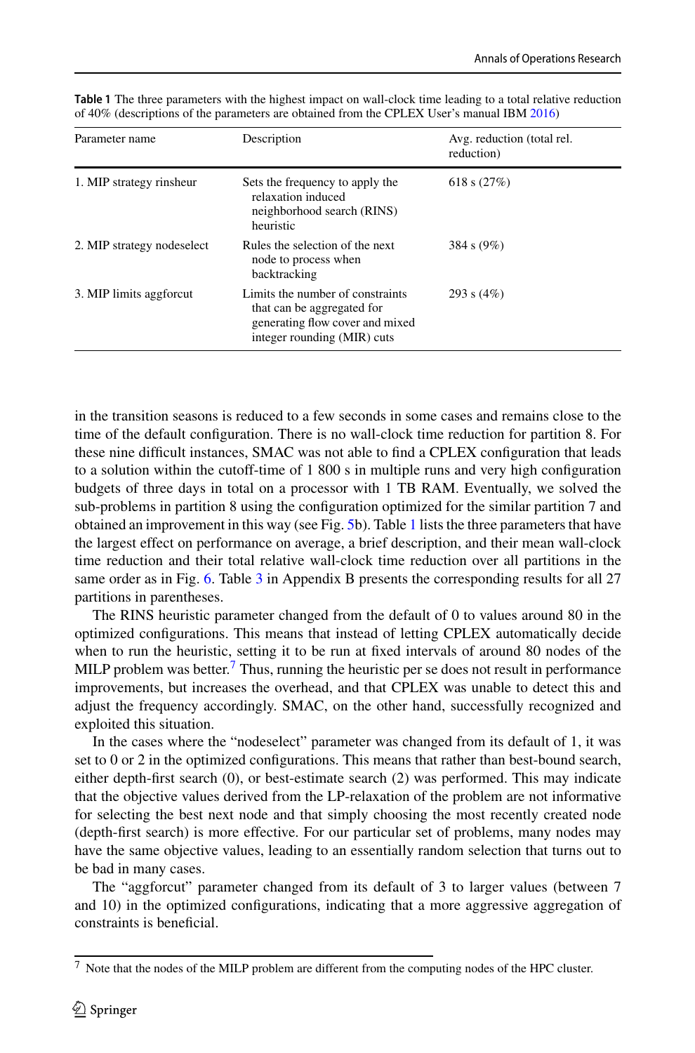**Table 1** The three parameters with the highest impact on wall-clock time leading to a total relative reduction of 40% (descriptions of the parameters are obtained from the CPLEX User's manual IBM 2016)

| Parameter name | Description | Avg. reduction (total rel. reduction) |
|---|---|---|
| 1. MIP strategy rinsheur | Sets the frequency to apply the relaxation induced neighborhood search (RINS) heuristic | 618 s (27%) |
| 2. MIP strategy nodeselect | Rules the selection of the next node to process when backtracking | 384 s (9%) |
| 3. MIP limits aggforcut | Limits the number of constraints that can be aggregated for generating flow cover and mixed integer rounding (MIR) cuts | 293 s (4%) |

in the transition seasons is reduced to a few seconds in some cases and remains close to the time of the default configuration. There is no wall-clock time reduction for partition 8. For these nine difficult instances, SMAC was not able to find a CPLEX configuration that leads to a solution within the cutoff-time of 1 800 s in multiple runs and very high configuration budgets of three days in total on a processor with 1 TB RAM. Eventually, we solved the sub-problems in partition 8 using the configuration optimized for the similar partition 7 and obtained an improvement in this way (see Fig. 5b). Table 1 lists the three parameters that have the largest effect on performance on average, a brief description, and their mean wall-clock time reduction and their total relative wall-clock time reduction over all partitions in the same order as in Fig. 6. Table 3 in Appendix B presents the corresponding results for all 27 partitions in parentheses.

The RINS heuristic parameter changed from the default of 0 to values around 80 in the optimized configurations. This means that instead of letting CPLEX automatically decide when to run the heuristic, setting it to be run at fixed intervals of around 80 nodes of the MILP problem was better.[7] Thus, running the heuristic per se does not result in performance improvements, but increases the overhead, and that CPLEX was unable to detect this and adjust the frequency accordingly. SMAC, on the other hand, successfully recognized and exploited this situation.

In the cases where the "nodeselect" parameter was changed from its default of 1, it was set to 0 or 2 in the optimized configurations. This means that rather than best-bound search, either depth-first search (0), or best-estimate search (2) was performed. This may indicate that the objective values derived from the LP-relaxation of the problem are not informative for selecting the best next node and that simply choosing the most recently created node (depth-first search) is more effective. For our particular set of problems, many nodes may have the same objective values, leading to an essentially random selection that turns out to be bad in many cases.

The "aggforcut" parameter changed from its default of 3 to larger values (between 7 and 10) in the optimized configurations, indicating that a more aggressive aggregation of constraints is beneficial.

[7] Note that the nodes of the MILP problem are different from the computing nodes of the HPC cluster.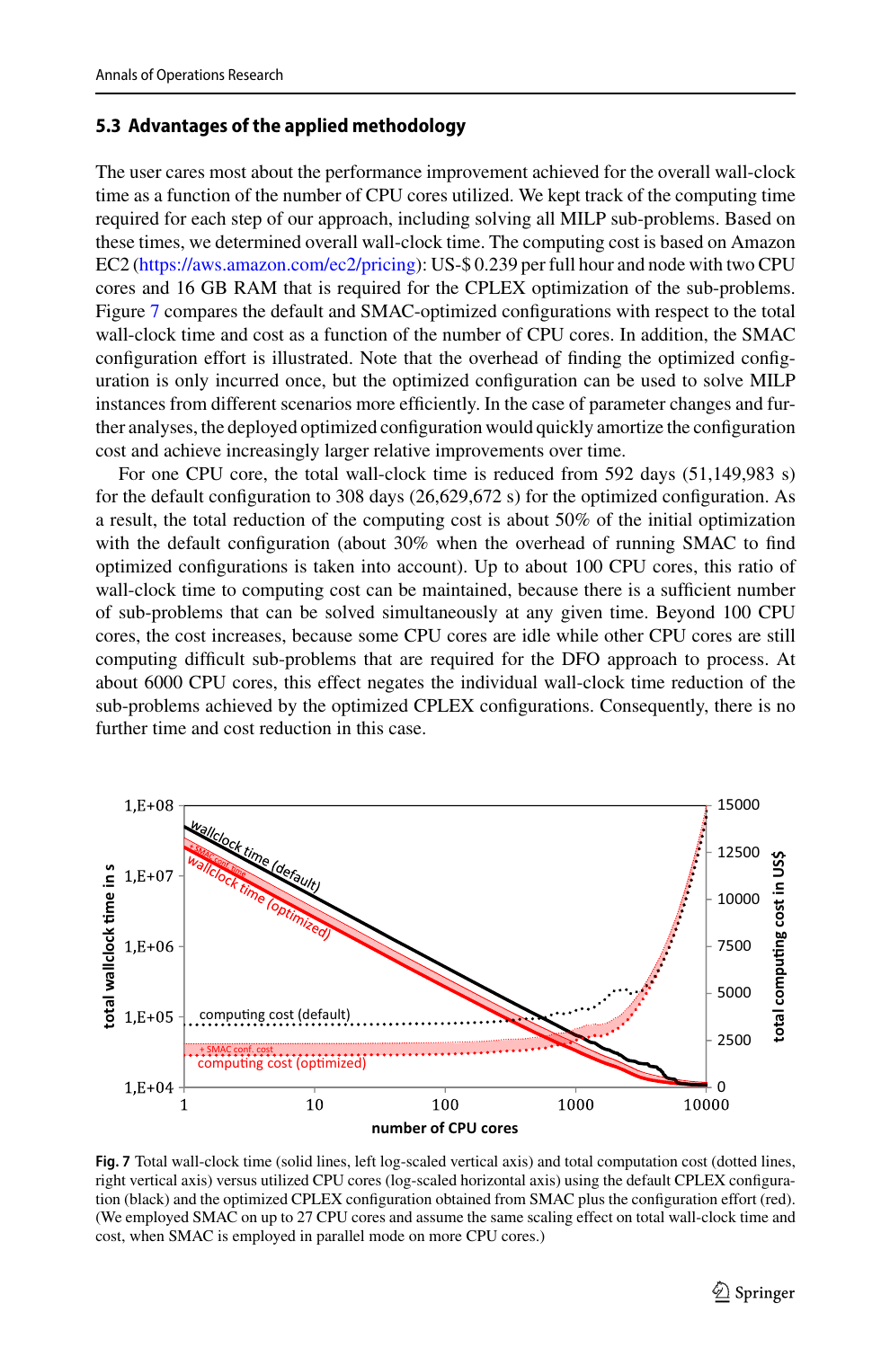### 5.3 Advantages of the applied methodology

The user cares most about the performance improvement achieved for the overall wall-clock time as a function of the number of CPU cores utilized. We kept track of the computing time required for each step of our approach, including solving all MILP sub-problems. Based on these times, we determined overall wall-clock time. The computing cost is based on Amazon EC2 (https://aws.amazon.com/ec2/pricing): US-$ 0.239 per full hour and node with two CPU cores and 16 GB RAM that is required for the CPLEX optimization of the sub-problems. Figure 7 compares the default and SMAC-optimized configurations with respect to the total wall-clock time and cost as a function of the number of CPU cores. In addition, the SMAC configuration effort is illustrated. Note that the overhead of finding the optimized configuration is only incurred once, but the optimized configuration can be used to solve MILP instances from different scenarios more efficiently. In the case of parameter changes and further analyses, the deployed optimized configuration would quickly amortize the configuration cost and achieve increasingly larger relative improvements over time.

For one CPU core, the total wall-clock time is reduced from 592 days (51,149,983 s) for the default configuration to 308 days (26,629,672 s) for the optimized configuration. As a result, the total reduction of the computing cost is about 50% of the initial optimization with the default configuration (about 30% when the overhead of running SMAC to find optimized configurations is taken into account). Up to about 100 CPU cores, this ratio of wall-clock time to computing cost can be maintained, because there is a sufficient number of sub-problems that can be solved simultaneously at any given time. Beyond 100 CPU cores, the cost increases, because some CPU cores are idle while other CPU cores are still computing difficult sub-problems that are required for the DFO approach to process. At about 6000 CPU cores, this effect negates the individual wall-clock time reduction of the sub-problems achieved by the optimized CPLEX configurations. Consequently, there is no further time and cost reduction in this case.

**Fig. 7** Total wall-clock time (solid lines, left log-scaled vertical axis) and total computation cost (dotted lines, right vertical axis) versus utilized CPU cores (log-scaled horizontal axis) using the default CPLEX configuration (black) and the optimized CPLEX configuration obtained from SMAC plus the configuration effort (red). (We employed SMAC on up to 27 CPU cores and assume the same scaling effect on total wall-clock time and cost, when SMAC is employed in parallel mode on more CPU cores.)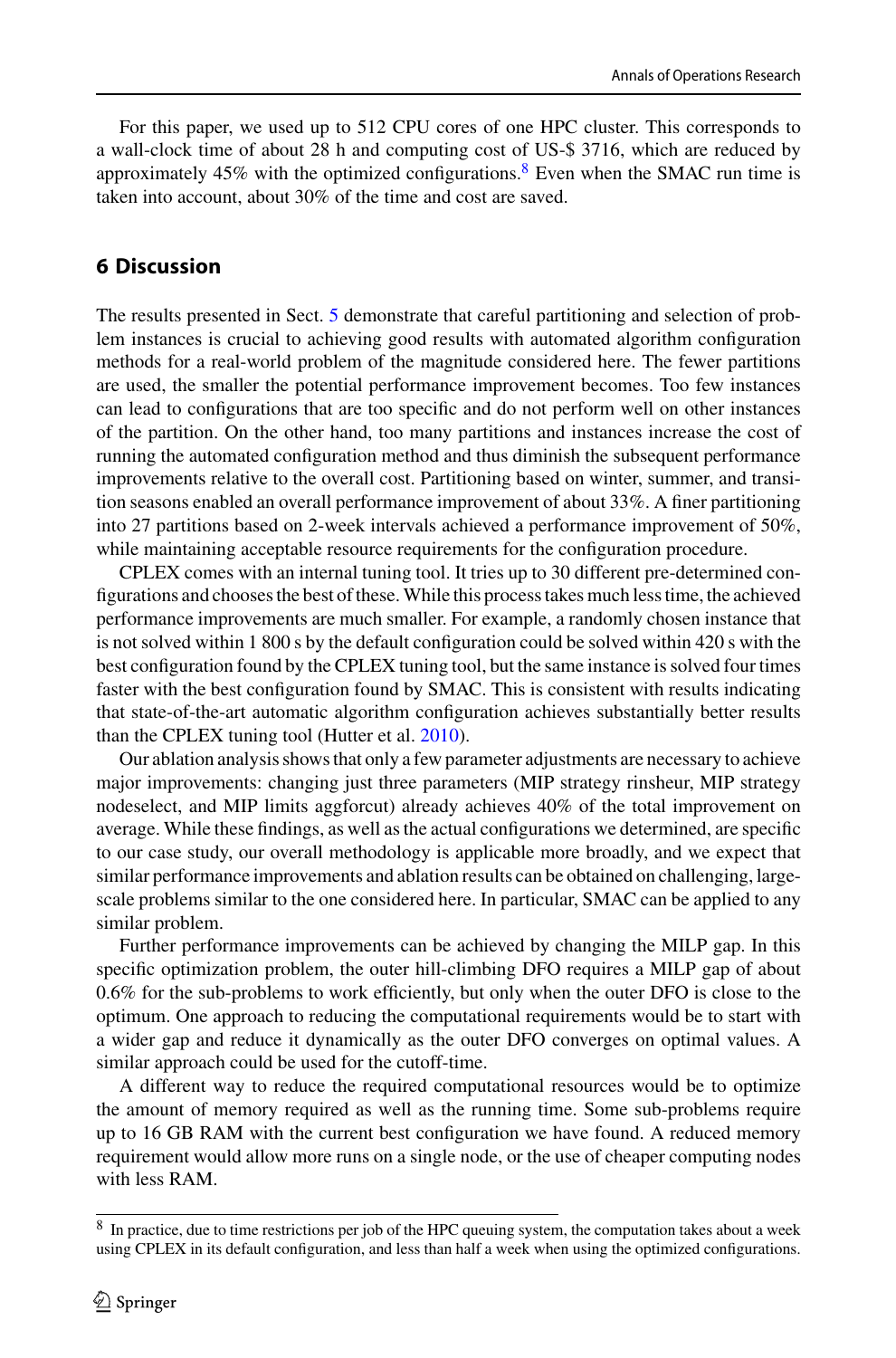For this paper, we used up to 512 CPU cores of one HPC cluster. This corresponds to a wall-clock time of about 28 h and computing cost of US-$ 3716, which are reduced by approximately 45% with the optimized configurations.[8] Even when the SMAC run time is taken into account, about 30% of the time and cost are saved.

## 6 Discussion

The results presented in Sect. 5 demonstrate that careful partitioning and selection of problem instances is crucial to achieving good results with automated algorithm configuration methods for a real-world problem of the magnitude considered here. The fewer partitions are used, the smaller the potential performance improvement becomes. Too few instances can lead to configurations that are too specific and do not perform well on other instances of the partition. On the other hand, too many partitions and instances increase the cost of running the automated configuration method and thus diminish the subsequent performance improvements relative to the overall cost. Partitioning based on winter, summer, and transition seasons enabled an overall performance improvement of about 33%. A finer partitioning into 27 partitions based on 2-week intervals achieved a performance improvement of 50%, while maintaining acceptable resource requirements for the configuration procedure.

CPLEX comes with an internal tuning tool. It tries up to 30 different pre-determined configurations and chooses the best of these. While this process takes much less time, the achieved performance improvements are much smaller. For example, a randomly chosen instance that is not solved within 1 800 s by the default configuration could be solved within 420 s with the best configuration found by the CPLEX tuning tool, but the same instance is solved four times faster with the best configuration found by SMAC. This is consistent with results indicating that state-of-the-art automatic algorithm configuration achieves substantially better results than the CPLEX tuning tool (Hutter et al. 2010).

Our ablation analysis shows that only a few parameter adjustments are necessary to achieve major improvements: changing just three parameters (MIP strategy rinsheur, MIP strategy nodeselect, and MIP limits aggforcut) already achieves 40% of the total improvement on average. While these findings, as well as the actual configurations we determined, are specific to our case study, our overall methodology is applicable more broadly, and we expect that similar performance improvements and ablation results can be obtained on challenging, large-scale problems similar to the one considered here. In particular, SMAC can be applied to any similar problem.

Further performance improvements can be achieved by changing the MILP gap. In this specific optimization problem, the outer hill-climbing DFO requires a MILP gap of about 0.6% for the sub-problems to work efficiently, but only when the outer DFO is close to the optimum. One approach to reducing the computational requirements would be to start with a wider gap and reduce it dynamically as the outer DFO converges on optimal values. A similar approach could be used for the cutoff-time.

A different way to reduce the required computational resources would be to optimize the amount of memory required as well as the running time. Some sub-problems require up to 16 GB RAM with the current best configuration we have found. A reduced memory requirement would allow more runs on a single node, or the use of cheaper computing nodes with less RAM.

[8] In practice, due to time restrictions per job of the HPC queuing system, the computation takes about a week using CPLEX in its default configuration, and less than half a week when using the optimized configurations.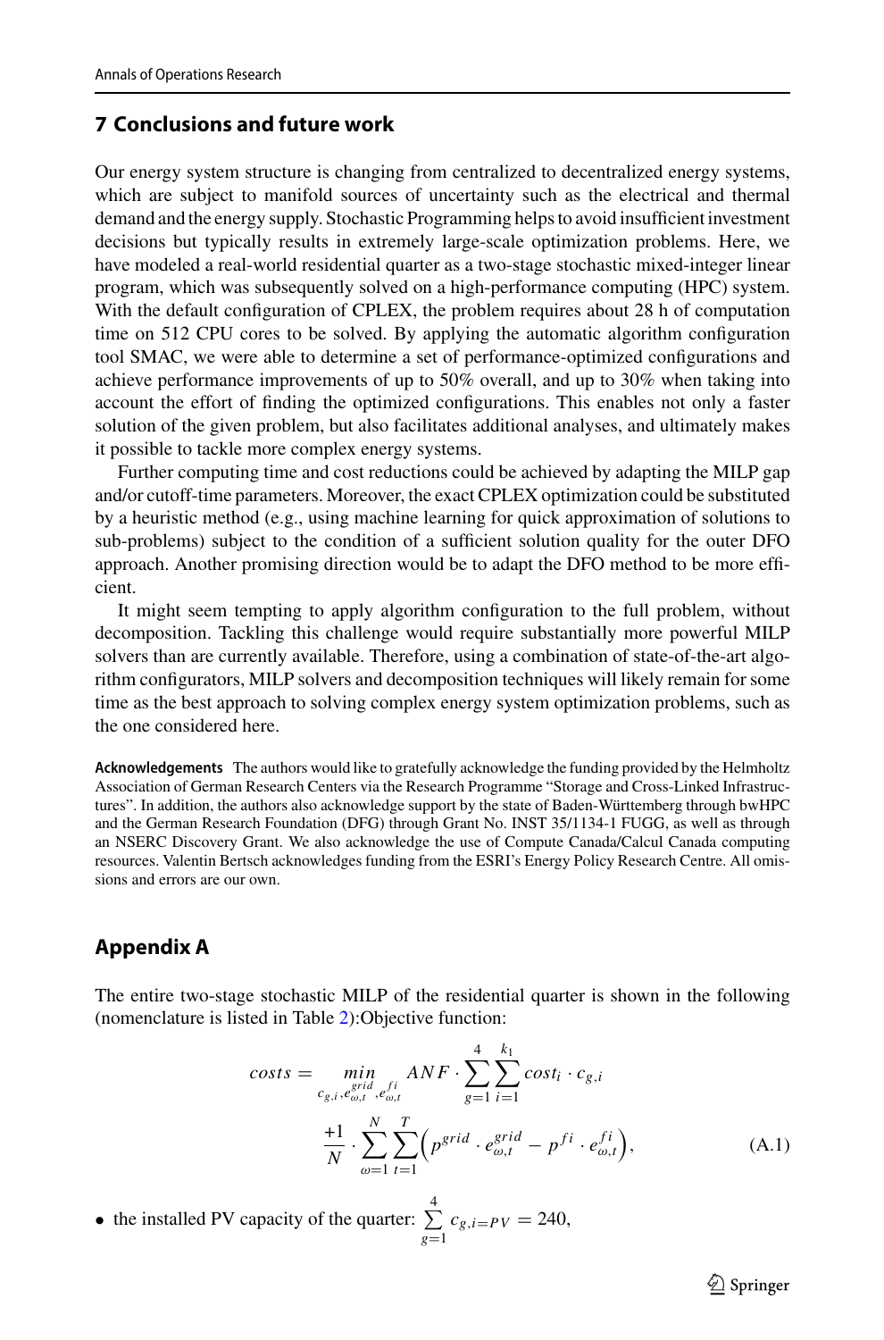## 7 Conclusions and future work

Our energy system structure is changing from centralized to decentralized energy systems, which are subject to manifold sources of uncertainty such as the electrical and thermal demand and the energy supply. Stochastic Programming helps to avoid insufficient investment decisions but typically results in extremely large-scale optimization problems. Here, we have modeled a real-world residential quarter as a two-stage stochastic mixed-integer linear program, which was subsequently solved on a high-performance computing (HPC) system. With the default configuration of CPLEX, the problem requires about 28 h of computation time on 512 CPU cores to be solved. By applying the automatic algorithm configuration tool SMAC, we were able to determine a set of performance-optimized configurations and achieve performance improvements of up to 50% overall, and up to 30% when taking into account the effort of finding the optimized configurations. This enables not only a faster solution of the given problem, but also facilitates additional analyses, and ultimately makes it possible to tackle more complex energy systems.

Further computing time and cost reductions could be achieved by adapting the MILP gap and/or cutoff-time parameters. Moreover, the exact CPLEX optimization could be substituted by a heuristic method (e.g., using machine learning for quick approximation of solutions to sub-problems) subject to the condition of a sufficient solution quality for the outer DFO approach. Another promising direction would be to adapt the DFO method to be more efficient.

It might seem tempting to apply algorithm configuration to the full problem, without decomposition. Tackling this challenge would require substantially more powerful MILP solvers than are currently available. Therefore, using a combination of state-of-the-art algorithm configurators, MILP solvers and decomposition techniques will likely remain for some time as the best approach to solving complex energy system optimization problems, such as the one considered here.

**Acknowledgements** The authors would like to gratefully acknowledge the funding provided by the Helmholtz Association of German Research Centers via the Research Programme "Storage and Cross-Linked Infrastructures". In addition, the authors also acknowledge support by the state of Baden-Württemberg through bwHPC and the German Research Foundation (DFG) through Grant No. INST 35/1134-1 FUGG, as well as through an NSERC Discovery Grant. We also acknowledge the use of Compute Canada/Calcul Canada computing resources. Valentin Bertsch acknowledges funding from the ESRI's Energy Policy Research Centre. All omissions and errors are our own.

## Appendix A

The entire two-stage stochastic MILP of the residential quarter is shown in the following (nomenclature is listed in Table 2):Objective function:

$$
\begin{aligned}
costs = \min_{c_{g,i}, e^{grid}_{\omega,t}, e^{fi}_{\omega,t}} ANF \cdot \sum_{g=1}^{4} \sum_{i=1}^{k_1} cost_i \cdot c_{g,i} \\
\frac{+1}{N} \cdot \sum_{\omega=1}^{N} \sum_{t=1}^{T} \Big( p^{grid} \cdot e^{grid}_{\omega,t} - p^{fi} \cdot e^{fi}_{\omega,t} \Big),
\end{aligned}
\tag{A.1}
$$

- the installed PV capacity of the quarter: $\sum_{g=1}^{4} c_{g,i=PV} = 240$,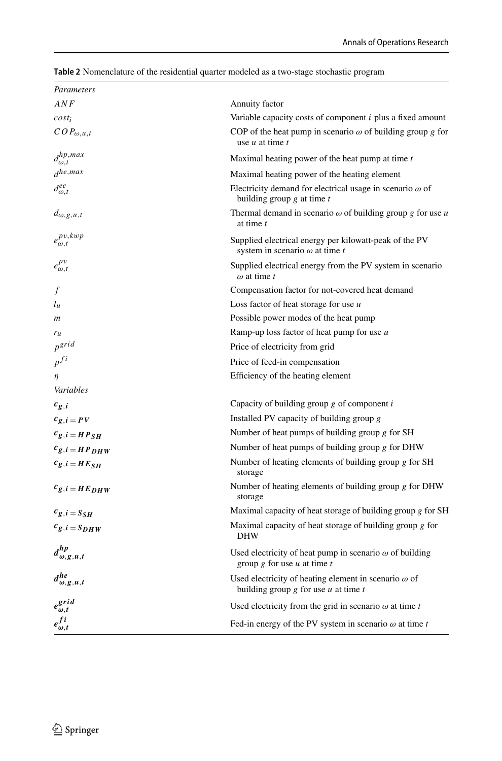**Table 2** Nomenclature of the residential quarter modeled as a two-stage stochastic program

| | |
|---|---|
| *Parameters* | |
| $ANF$ | Annuity factor |
| $cost_i$ | Variable capacity costs of component $i$ plus a fixed amount |
| $COP_{\omega,u,t}$ | COP of the heat pump in scenario $\omega$ of building group $g$ for use $u$ at time $t$ |
| $d^{hp,max}_{\omega,t}$ | Maximal heating power of the heat pump at time $t$ |
| $d^{he,max}$ | Maximal heating power of the heating element |
| $d^{ee}_{\omega,t}$ | Electricity demand for electrical usage in scenario $\omega$ of building group $g$ at time $t$ |
| $d_{\omega,g,u,t}$ | Thermal demand in scenario $\omega$ of building group $g$ for use $u$ at time $t$ |
| $e^{pv,kwp}_{\omega,t}$ | Supplied electrical energy per kilowatt-peak of the PV system in scenario $\omega$ at time $t$ |
| $e^{pv}_{\omega,t}$ | Supplied electrical energy from the PV system in scenario $\omega$ at time $t$ |
| $f$ | Compensation factor for not-covered heat demand |
| $l_u$ | Loss factor of heat storage for use $u$ |
| $m$ | Possible power modes of the heat pump |
| $r_u$ | Ramp-up loss factor of heat pump for use $u$ |
| $p^{grid}$ | Price of electricity from grid |
| $p^{fi}$ | Price of feed-in compensation |
| $\eta$ | Efficiency of the heating element |
| *Variables* | |
| $\boldsymbol{c_{g,i}}$ | Capacity of building group $g$ of component $i$ |
| $\boldsymbol{c_{g,i=PV}}$ | Installed PV capacity of building group $g$ |
| $\boldsymbol{c_{g,i=HP_{SH}}}$ | Number of heat pumps of building group $g$ for SH |
| $\boldsymbol{c_{g,i=HP_{DHW}}}$ | Number of heat pumps of building group $g$ for DHW |
| $\boldsymbol{c_{g,i=HE_{SH}}}$ | Number of heating elements of building group $g$ for SH storage |
| $\boldsymbol{c_{g,i=HE_{DHW}}}$ | Number of heating elements of building group $g$ for DHW storage |
| $\boldsymbol{c_{g,i=S_{SH}}}$ | Maximal capacity of heat storage of building group $g$ for SH |
| $\boldsymbol{c_{g,i=S_{DHW}}}$ | Maximal capacity of heat storage of building group $g$ for DHW |
| $\boldsymbol{d^{hp}_{\omega,g,u,t}}$ | Used electricity of heat pump in scenario $\omega$ of building group $g$ for use $u$ at time $t$ |
| $\boldsymbol{d^{he}_{\omega,g,u,t}}$ | Used electricity of heating element in scenario $\omega$ of building group $g$ for use $u$ at time $t$ |
| $\boldsymbol{e^{grid}_{\omega,t}}$ | Used electricity from the grid in scenario $\omega$ at time $t$ |
| $\boldsymbol{e^{fi}_{\omega,t}}$ | Fed-in energy of the PV system in scenario $\omega$ at time $t$ |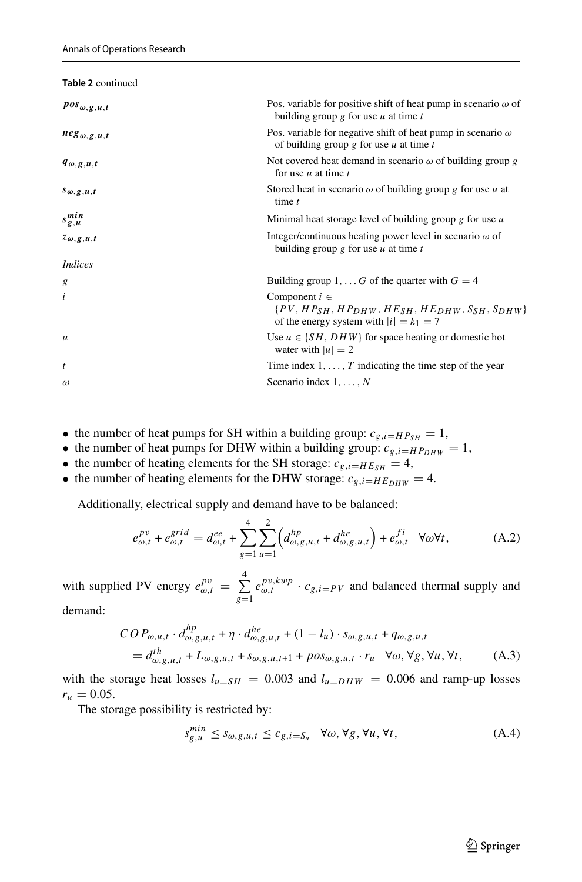**Table 2** continued

| | |
|---|---|
| $\boldsymbol{pos_{\omega,g,u,t}}$ | Pos. variable for positive shift of heat pump in scenario $\omega$ of building group $g$ for use $u$ at time $t$ |
| $\boldsymbol{neg_{\omega,g,u,t}}$ | Pos. variable for negative shift of heat pump in scenario $\omega$ of building group $g$ for use $u$ at time $t$ |
| $\boldsymbol{q_{\omega,g,u,t}}$ | Not covered heat demand in scenario $\omega$ of building group $g$ for use $u$ at time $t$ |
| $\boldsymbol{s_{\omega,g,u,t}}$ | Stored heat in scenario $\omega$ of building group $g$ for use $u$ at time $t$ |
| $\boldsymbol{s_{g,u}^{min}}$ | Minimal heat storage level of building group $g$ for use $u$ |
| $\boldsymbol{z_{\omega,g,u,t}}$ | Integer/continuous heating power level in scenario $\omega$ of building group $g$ for use $u$ at time $t$ |
| *Indices* | |
| $g$ | Building group $1, \ldots G$ of the quarter with $G = 4$ |
| $i$ | Component $i \in \{PV, HP_{SH}, HP_{DHW}, HE_{SH}, HE_{DHW}, S_{SH}, S_{DHW}\}$ of the energy system with $\lvert i \rvert = k_1 = 7$ |
| $u$ | Use $u \in \{SH, DHW\}$ for space heating or domestic hot water with $\lvert u \rvert = 2$ |
| $t$ | Time index $1, \ldots, T$ indicating the time step of the year |
| $\omega$ | Scenario index $1, \ldots, N$ |

- the number of heat pumps for SH within a building group: $c_{g,i=HP_{SH}} = 1$,
- the number of heat pumps for DHW within a building group: $c_{g,i=HP_{DHW}} = 1$,
- the number of heating elements for the SH storage: $c_{g,i=HE_{SH}} = 4$,
- the number of heating elements for the DHW storage: $c_{g,i=HE_{DHW}} = 4$.

Additionally, electrical supply and demand have to be balanced:

$$e_{\omega,t}^{pv} + e_{\omega,t}^{grid} = d_{\omega,t}^{ee} + \sum_{g=1}^{4} \sum_{u=1}^{2} \left( d_{\omega,g,u,t}^{hp} + d_{\omega,g,u,t}^{he} \right) + e_{\omega,t}^{fi} \quad \forall \omega \forall t, \tag{A.2}$$

with supplied PV energy $e_{\omega,t}^{pv} = \sum_{g=1}^{4} e_{\omega,t}^{pv,kwp} \cdot c_{g,i=PV}$ and balanced thermal supply and demand:

$$\begin{aligned} &COP_{\omega,u,t} \cdot d_{\omega,g,u,t}^{hp} + \eta \cdot d_{\omega,g,u,t}^{he} + (1 - l_u) \cdot s_{\omega,g,u,t} + q_{\omega,g,u,t} \\ &= d_{\omega,g,u,t}^{th} + L_{\omega,g,u,t} + s_{\omega,g,u,t+1} + pos_{\omega,g,u,t} \cdot r_u \quad \forall \omega, \forall g, \forall u, \forall t, \end{aligned} \tag{A.3}$$

with the storage heat losses $l_{u=SH} = 0.003$ and $l_{u=DHW} = 0.006$ and ramp-up losses $r_u = 0.05$.

The storage possibility is restricted by:

$$s_{g,u}^{min} \leq s_{\omega,g,u,t} \leq c_{g,i=S_u} \quad \forall \omega, \forall g, \forall u, \forall t, \tag{A.4}$$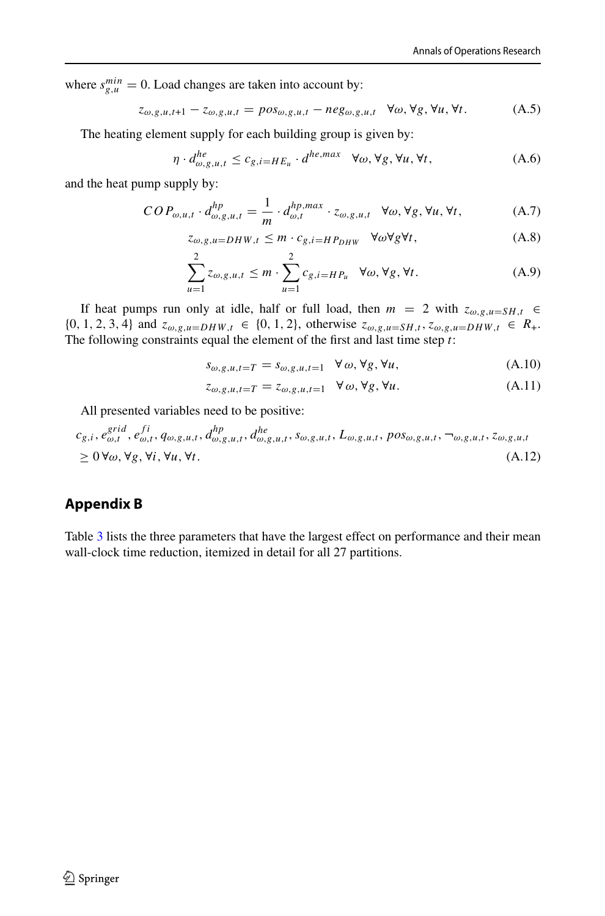where $s_{g,u}^{min} = 0$. Load changes are taken into account by:

$$z_{\omega,g,u,t+1} - z_{\omega,g,u,t} = pos_{\omega,g,u,t} - neg_{\omega,g,u,t} \quad \forall \omega, \forall g, \forall u, \forall t. \tag{A.5}$$

The heating element supply for each building group is given by:

$$\eta \cdot d_{\omega,g,u,t}^{he} \leq c_{g,i=HE_u} \cdot d^{he,max} \quad \forall \omega, \forall g, \forall u, \forall t, \tag{A.6}$$

and the heat pump supply by:

$$COP_{\omega,u,t} \cdot d_{\omega,g,u,t}^{hp} = \frac{1}{m} \cdot d_{\omega,t}^{hp,max} \cdot z_{\omega,g,u,t} \quad \forall \omega, \forall g, \forall u, \forall t, \tag{A.7}$$

$$z_{\omega,g,u=DHW,t} \leq m \cdot c_{g,i=HP_{DHW}} \quad \forall \omega \forall g \forall t, \tag{A.8}$$

$$\sum_{u=1}^{2} z_{\omega,g,u,t} \leq m \cdot \sum_{u=1}^{2} c_{g,i=HP_u} \quad \forall \omega, \forall g, \forall t. \tag{A.9}$$

If heat pumps run only at idle, half or full load, then $m = 2$ with $z_{\omega,g,u=SH,t} \in \{0, 1, 2, 3, 4\}$ and $z_{\omega,g,u=DHW,t} \in \{0, 1, 2\}$, otherwise $z_{\omega,g,u=SH,t}, z_{\omega,g,u=DHW,t} \in R_{+}$. The following constraints equal the element of the first and last time step $t$:

$$s_{\omega,g,u,t=T} = s_{\omega,g,u,t=1} \quad \forall \omega, \forall g, \forall u, \tag{A.10}$$

$$z_{\omega,g,u,t=T} = z_{\omega,g,u,t=1} \quad \forall \omega, \forall g, \forall u. \tag{A.11}$$

All presented variables need to be positive:

$$c_{g,i}, e_{\omega,t}^{grid}, e_{\omega,t}^{fi}, q_{\omega,g,u,t}, d_{\omega,g,u,t}^{hp}, d_{\omega,g,u,t}^{he}, s_{\omega,g,u,t}, L_{\omega,g,u,t}, pos_{\omega,g,u,t}, \neg_{\omega,g,u,t}, z_{\omega,g,u,t} \geq 0 \, \forall \omega, \forall g, \forall i, \forall u, \forall t. \tag{A.12}$$

## Appendix B

Table 3 lists the three parameters that have the largest effect on performance and their mean wall-clock time reduction, itemized in detail for all 27 partitions.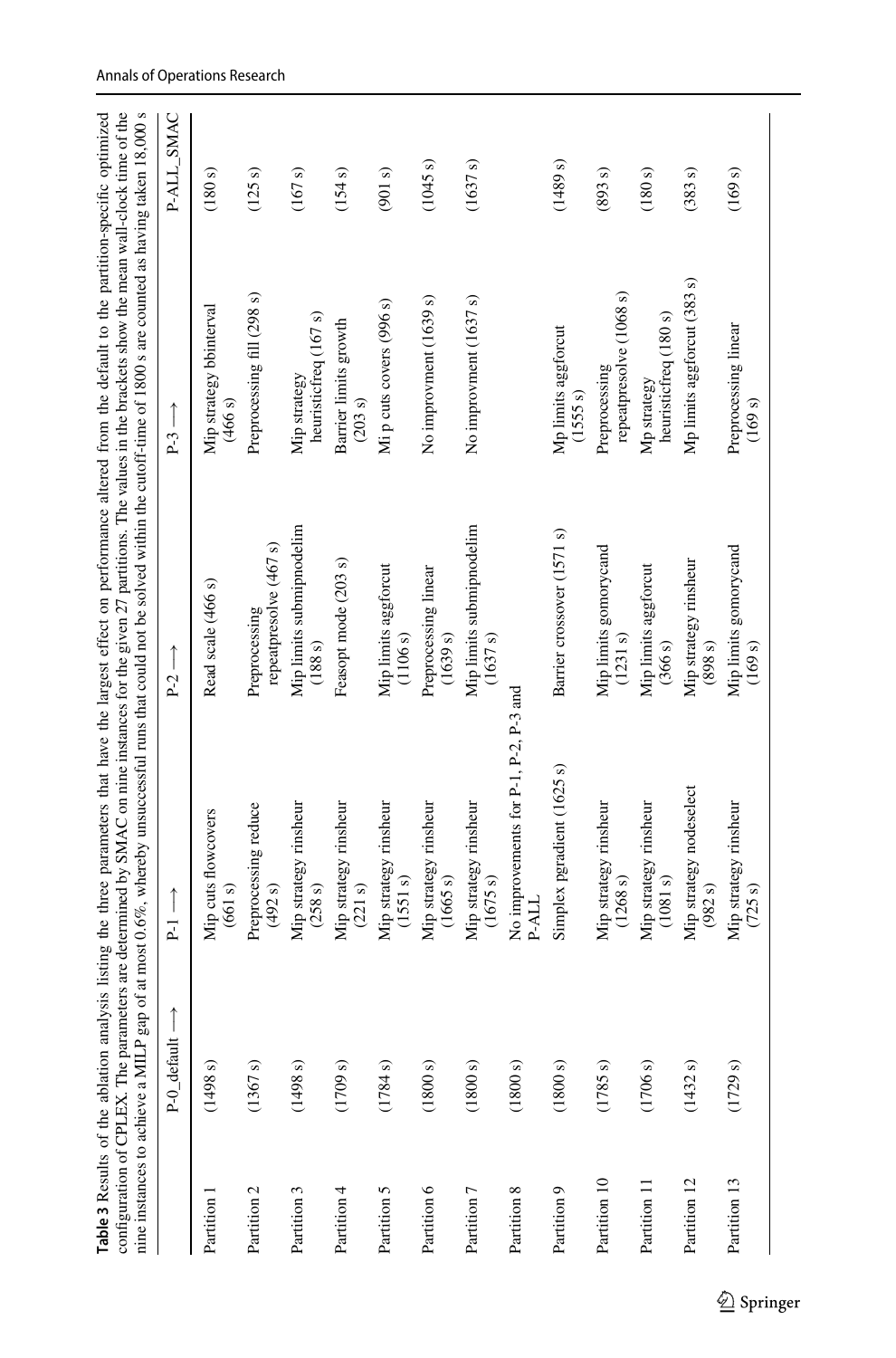**Table 3** Results of the ablation analysis listing the three parameters that have the largest effect on performance altered from the default to the partition-specific optimized configuration of CPLEX. The parameters are determined by SMAC on nine instances for the given 27 partitions. The values in the brackets show the mean wall-clock time of the nine instances to achieve a MILP gap of at most 0.6%, whereby unsuccessful runs that could not be solved within the cutoff-time of 1800 s are counted as having taken 18,000 s

| | P-0_default ⟶ | P-1 ⟶ | P-2 ⟶ | P-3 ⟶ | P-ALL_SMAC |
|---|---|---|---|---|---|
| Partition 1 | (1498 s) | Mip cuts flowcovers (661 s) | Read scale (466 s) | Mip strategy bbinterval (466 s) | (180 s) |
| Partition 2 | (1367 s) | Preprocessing reduce (492 s) | Preprocessing repeatpresolve (467 s) | Preprocessing fill (298 s) | (125 s) |
| Partition 3 | (1498 s) | Mip strategy rinsheur (258 s) | Mip limits submipnodelim (188 s) | Mip strategy heuristicfreq (167 s) | (167 s) |
| Partition 4 | (1709 s) | Mip strategy rinsheur (221 s) | Feasopt mode (203 s) | Barrier limits growth (203 s) | (154 s) |
| Partition 5 | (1784 s) | Mip strategy rinsheur (1551 s) | Mip limits aggforcut (1106 s) | Mi p cuts covers (996 s) | (901 s) |
| Partition 6 | (1800 s) | Mip strategy rinsheur (1665 s) | Preprocessing linear (1639 s) | No improvment (1639 s) | (1045 s) |
| Partition 7 | (1800 s) | Mip strategy rinsheur (1675 s) | Mip limits submipnodelim (1637 s) | No improvment (1637 s) | (1637 s) |
| Partition 8 | (1800 s) | No improvements for P-1, P-2, P-3 and P-ALL | | | |
| Partition 9 | (1800 s) | Simplex pgradient (1625 s) | Barrier crossover (1571 s) | Mp limits aggforcut (1555 s) | (1489 s) |
| Partition 10 | (1785 s) | Mip strategy rinsheur (1268 s) | Mip limits gomorycand (1231 s) | Preprocessing repeatpresolve (1068 s) | (893 s) |
| Partition 11 | (1706 s) | Mip strategy rinsheur (1081 s) | Mip limits aggforcut (366 s) | Mp strategy heuristicfreq (180 s) | (180 s) |
| Partition 12 | (1432 s) | Mip strategy nodeselect (982 s) | Mip strategy rinsheur (898 s) | Mp limits aggforcut (383 s) | (383 s) |
| Partition 13 | (1729 s) | Mip strategy rinsheur (725 s) | Mip limits gomorycand (169 s) | Preprocessing linear (169 s) | (169 s) |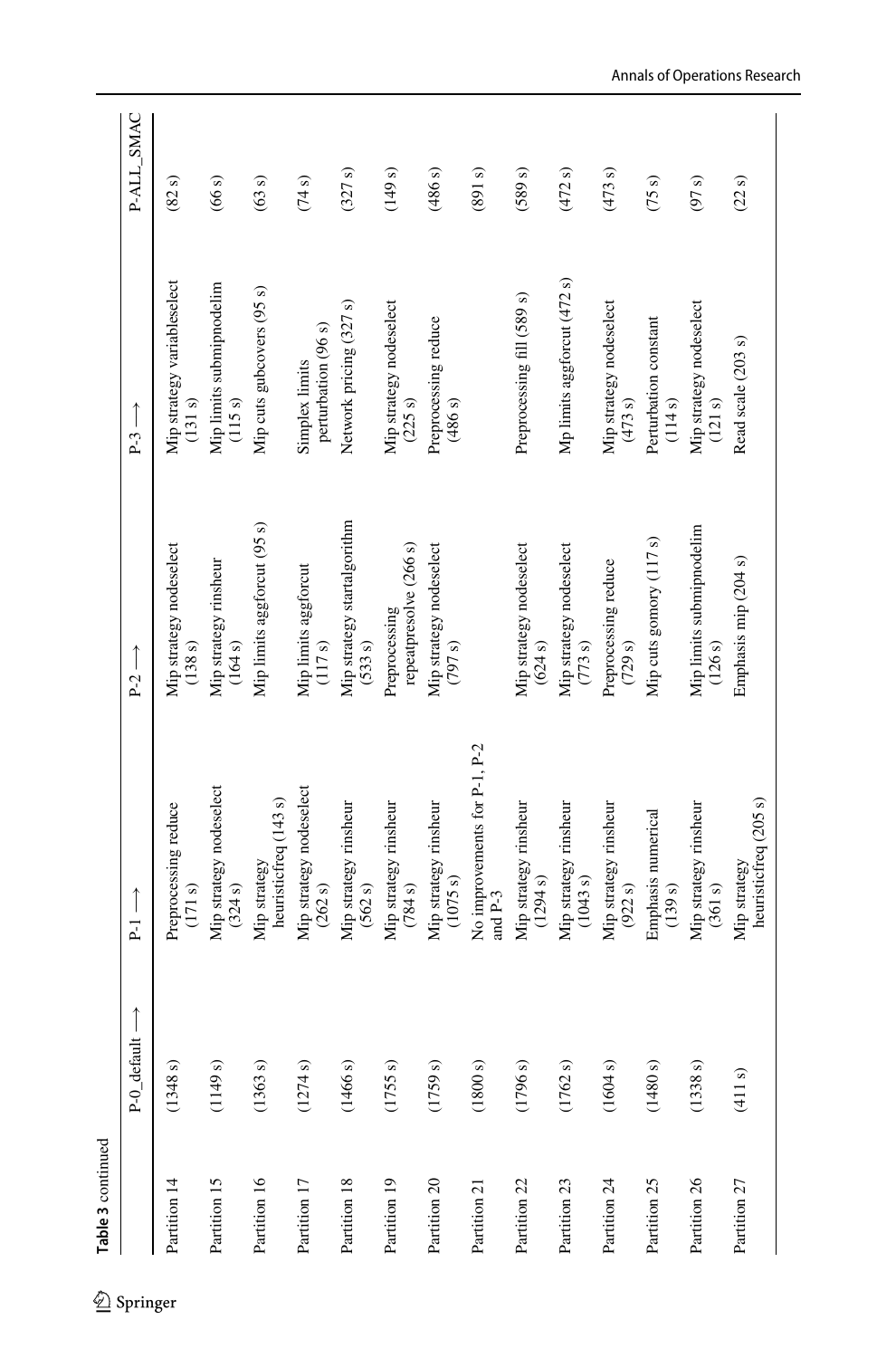**Table 3** continued

| | P-0_default ⟶ | P-1 ⟶ | P-2 ⟶ | P-3 ⟶ | P-ALL_SMAC |
|---|---|---|---|---|---|
| Partition 14 | (1348 s) | Preprocessing reduce (171 s) | Mip strategy nodeselect (138 s) | Mip strategy variableselect (131 s) | (82 s) |
| Partition 15 | (1149 s) | Mip strategy nodeselect (324 s) | Mip strategy rinsheur (164 s) | Mip limits submipnodelim (115 s) | (66 s) |
| Partition 16 | (1363 s) | Mip strategy heuristicfreq (143 s) | Mip limits aggforcut (95 s) | Mip cuts gubcovers (95 s) | (63 s) |
| Partition 17 | (1274 s) | Mip strategy nodeselect (262 s) | Mip limits aggforcut (117 s) | Simplex limits perturbation (96 s) | (74 s) |
| Partition 18 | (1466 s) | Mip strategy rinsheur (562 s) | Mip strategy startalgorithm (533 s) | Network pricing (327 s) | (327 s) |
| Partition 19 | (1755 s) | Mip strategy rinsheur (784 s) | Preprocessing repeatpresolve (266 s) | Mip strategy nodeselect (225 s) | (149 s) |
| Partition 20 | (1759 s) | Mip strategy rinsheur (1075 s) | Mip strategy nodeselect (797 s) | Preprocessing reduce (486 s) | (486 s) |
| Partition 21 | (1800 s) | No improvements for P-1, P-2 and P-3 | | | (891 s) |
| Partition 22 | (1796 s) | Mip strategy rinsheur (1294 s) | Mip strategy nodeselect (624 s) | Preprocessing fill (589 s) | (589 s) |
| Partition 23 | (1762 s) | Mip strategy rinsheur (1043 s) | Mip strategy nodeselect (773 s) | Mp limits aggforcut (472 s) | (472 s) |
| Partition 24 | (1604 s) | Mip strategy rinsheur (922 s) | Preprocessing reduce (729 s) | Mip strategy nodeselect (473 s) | (473 s) |
| Partition 25 | (1480 s) | Emphasis numerical (139 s) | Mip cuts gomory (117 s) | Perturbation constant (114 s) | (75 s) |
| Partition 26 | (1338 s) | Mip strategy rinsheur (361 s) | Mip limits submipnodelim (126 s) | Mip strategy nodeselect (121 s) | (97 s) |
| Partition 27 | (411 s) | Mip strategy heuristicfreq (205 s) | Emphasis mip (204 s) | Read scale (203 s) | (22 s) |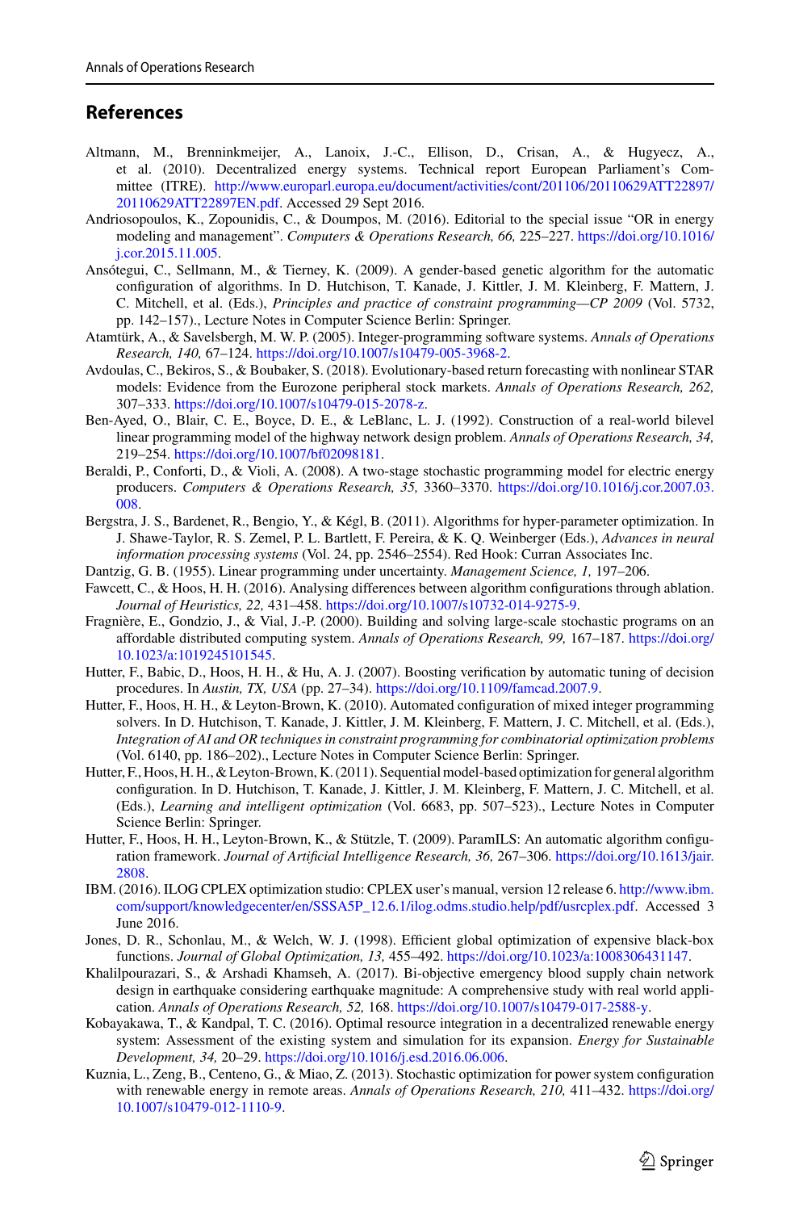## References

Altmann, M., Brenninkmeijer, A., Lanoix, J.-C., Ellison, D., Crisan, A., & Hugyecz, A., et al. (2010). Decentralized energy systems. Technical report European Parliament's Committee (ITRE). http://www.europarl.europa.eu/document/activities/cont/201106/20110629ATT22897/20110629ATT22897EN.pdf. Accessed 29 Sept 2016.

Andriosopoulos, K., Zopounidis, C., & Doumpos, M. (2016). Editorial to the special issue "OR in energy modeling and management". *Computers & Operations Research, 66,* 225–227. https://doi.org/10.1016/j.cor.2015.11.005.

Ansótegui, C., Sellmann, M., & Tierney, K. (2009). A gender-based genetic algorithm for the automatic configuration of algorithms. In D. Hutchison, T. Kanade, J. Kittler, J. M. Kleinberg, F. Mattern, J. C. Mitchell, et al. (Eds.), *Principles and practice of constraint programming—CP 2009* (Vol. 5732, pp. 142–157)., Lecture Notes in Computer Science Berlin: Springer.

Atamtürk, A., & Savelsbergh, M. W. P. (2005). Integer-programming software systems. *Annals of Operations Research, 140,* 67–124. https://doi.org/10.1007/s10479-005-3968-2.

Avdoulas, C., Bekiros, S., & Boubaker, S. (2018). Evolutionary-based return forecasting with nonlinear STAR models: Evidence from the Eurozone peripheral stock markets. *Annals of Operations Research, 262,* 307–333. https://doi.org/10.1007/s10479-015-2078-z.

Ben-Ayed, O., Blair, C. E., Boyce, D. E., & LeBlanc, L. J. (1992). Construction of a real-world bilevel linear programming model of the highway network design problem. *Annals of Operations Research, 34,* 219–254. https://doi.org/10.1007/bf02098181.

Beraldi, P., Conforti, D., & Violi, A. (2008). A two-stage stochastic programming model for electric energy producers. *Computers & Operations Research, 35,* 3360–3370. https://doi.org/10.1016/j.cor.2007.03.008.

Bergstra, J. S., Bardenet, R., Bengio, Y., & Kégl, B. (2011). Algorithms for hyper-parameter optimization. In J. Shawe-Taylor, R. S. Zemel, P. L. Bartlett, F. Pereira, & K. Q. Weinberger (Eds.), *Advances in neural information processing systems* (Vol. 24, pp. 2546–2554). Red Hook: Curran Associates Inc.

Dantzig, G. B. (1955). Linear programming under uncertainty. *Management Science, 1,* 197–206.

Fawcett, C., & Hoos, H. H. (2016). Analysing differences between algorithm configurations through ablation. *Journal of Heuristics, 22,* 431–458. https://doi.org/10.1007/s10732-014-9275-9.

Fragnière, E., Gondzio, J., & Vial, J.-P. (2000). Building and solving large-scale stochastic programs on an affordable distributed computing system. *Annals of Operations Research, 99,* 167–187. https://doi.org/10.1023/a:1019245101545.

Hutter, F., Babic, D., Hoos, H. H., & Hu, A. J. (2007). Boosting verification by automatic tuning of decision procedures. In *Austin, TX, USA* (pp. 27–34). https://doi.org/10.1109/famcad.2007.9.

Hutter, F., Hoos, H. H., & Leyton-Brown, K. (2010). Automated configuration of mixed integer programming solvers. In D. Hutchison, T. Kanade, J. Kittler, J. M. Kleinberg, F. Mattern, J. C. Mitchell, et al. (Eds.), *Integration of AI and OR techniques in constraint programming for combinatorial optimization problems* (Vol. 6140, pp. 186–202)., Lecture Notes in Computer Science Berlin: Springer.

Hutter, F., Hoos, H. H., & Leyton-Brown, K. (2011). Sequential model-based optimization for general algorithm configuration. In D. Hutchison, T. Kanade, J. Kittler, J. M. Kleinberg, F. Mattern, J. C. Mitchell, et al. (Eds.), *Learning and intelligent optimization* (Vol. 6683, pp. 507–523)., Lecture Notes in Computer Science Berlin: Springer.

Hutter, F., Hoos, H. H., Leyton-Brown, K., & Stützle, T. (2009). ParamILS: An automatic algorithm configuration framework. *Journal of Artificial Intelligence Research, 36,* 267–306. https://doi.org/10.1613/jair.2808.

IBM. (2016). ILOG CPLEX optimization studio: CPLEX user's manual, version 12 release 6. http://www.ibm.com/support/knowledgecenter/en/SSSA5P_12.6.1/ilog.odms.studio.help/pdf/usrcplex.pdf. Accessed 3 June 2016.

Jones, D. R., Schonlau, M., & Welch, W. J. (1998). Efficient global optimization of expensive black-box functions. *Journal of Global Optimization, 13,* 455–492. https://doi.org/10.1023/a:1008306431147.

Khalilpourazari, S., & Arshadi Khamseh, A. (2017). Bi-objective emergency blood supply chain network design in earthquake considering earthquake magnitude: A comprehensive study with real world application. *Annals of Operations Research, 52,* 168. https://doi.org/10.1007/s10479-017-2588-y.

Kobayakawa, T., & Kandpal, T. C. (2016). Optimal resource integration in a decentralized renewable energy system: Assessment of the existing system and simulation for its expansion. *Energy for Sustainable Development, 34,* 20–29. https://doi.org/10.1016/j.esd.2016.06.006.

Kuznia, L., Zeng, B., Centeno, G., & Miao, Z. (2013). Stochastic optimization for power system configuration with renewable energy in remote areas. *Annals of Operations Research, 210,* 411–432. https://doi.org/10.1007/s10479-012-1110-9.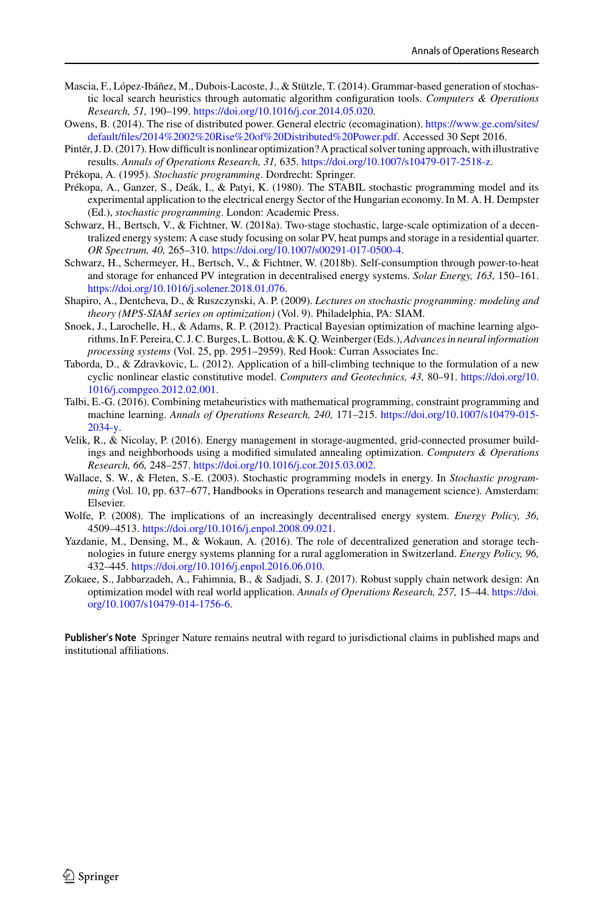Mascia, F., López-Ibáñez, M., Dubois-Lacoste, J., & Stützle, T. (2014). Grammar-based generation of stochastic local search heuristics through automatic algorithm configuration tools. *Computers & Operations Research, 51,* 190–199. https://doi.org/10.1016/j.cor.2014.05.020.

Owens, B. (2014). The rise of distributed power. General electric (ecomagination). https://www.ge.com/sites/default/files/2014%2002%20Rise%20of%20Distributed%20Power.pdf. Accessed 30 Sept 2016.

Pintér, J. D. (2017). How difficult is nonlinear optimization? A practical solver tuning approach, with illustrative results. *Annals of Operations Research, 31,* 635. https://doi.org/10.1007/s10479-017-2518-z.

Prékopa, A. (1995). *Stochastic programming*. Dordrecht: Springer.

Prékopa, A., Ganzer, S., Deák, I., & Patyi, K. (1980). The STABIL stochastic programming model and its experimental application to the electrical energy Sector of the Hungarian economy. In M. A. H. Dempster (Ed.), *stochastic programming*. London: Academic Press.

Schwarz, H., Bertsch, V., & Fichtner, W. (2018a). Two-stage stochastic, large-scale optimization of a decentralized energy system: A case study focusing on solar PV, heat pumps and storage in a residential quarter. *OR Spectrum, 40,* 265–310. https://doi.org/10.1007/s00291-017-0500-4.

Schwarz, H., Schermeyer, H., Bertsch, V., & Fichtner, W. (2018b). Self-consumption through power-to-heat and storage for enhanced PV integration in decentralised energy systems. *Solar Energy, 163,* 150–161. https://doi.org/10.1016/j.solener.2018.01.076.

Shapiro, A., Dentcheva, D., & Ruszczynski, A. P. (2009). *Lectures on stochastic programming: modeling and theory (MPS-SIAM series on optimization)* (Vol. 9). Philadelphia, PA: SIAM.

Snoek, J., Larochelle, H., & Adams, R. P. (2012). Practical Bayesian optimization of machine learning algorithms. In F. Pereira, C. J. C. Burges, L. Bottou, & K. Q. Weinberger (Eds.), *Advances in neural information processing systems* (Vol. 25, pp. 2951–2959). Red Hook: Curran Associates Inc.

Taborda, D., & Zdravkovic, L. (2012). Application of a hill-climbing technique to the formulation of a new cyclic nonlinear elastic constitutive model. *Computers and Geotechnics, 43,* 80–91. https://doi.org/10.1016/j.compgeo.2012.02.001.

Talbi, E.-G. (2016). Combining metaheuristics with mathematical programming, constraint programming and machine learning. *Annals of Operations Research, 240,* 171–215. https://doi.org/10.1007/s10479-015-2034-y.

Velik, R., & Nicolay, P. (2016). Energy management in storage-augmented, grid-connected prosumer buildings and neighborhoods using a modified simulated annealing optimization. *Computers & Operations Research, 66,* 248–257. https://doi.org/10.1016/j.cor.2015.03.002.

Wallace, S. W., & Fleten, S.-E. (2003). Stochastic programming models in energy. In *Stochastic programming* (Vol. 10, pp. 637–677, Handbooks in Operations research and management science). Amsterdam: Elsevier.

Wolfe, P. (2008). The implications of an increasingly decentralised energy system. *Energy Policy, 36,* 4509–4513. https://doi.org/10.1016/j.enpol.2008.09.021.

Yazdanie, M., Densing, M., & Wokaun, A. (2016). The role of decentralized generation and storage technologies in future energy systems planning for a rural agglomeration in Switzerland. *Energy Policy, 96,* 432–445. https://doi.org/10.1016/j.enpol.2016.06.010.

Zokaee, S., Jabbarzadeh, A., Fahimnia, B., & Sadjadi, S. J. (2017). Robust supply chain network design: An optimization model with real world application. *Annals of Operations Research, 257,* 15–44. https://doi.org/10.1007/s10479-014-1756-6.

**Publisher's Note** Springer Nature remains neutral with regard to jurisdictional claims in published maps and institutional affiliations.